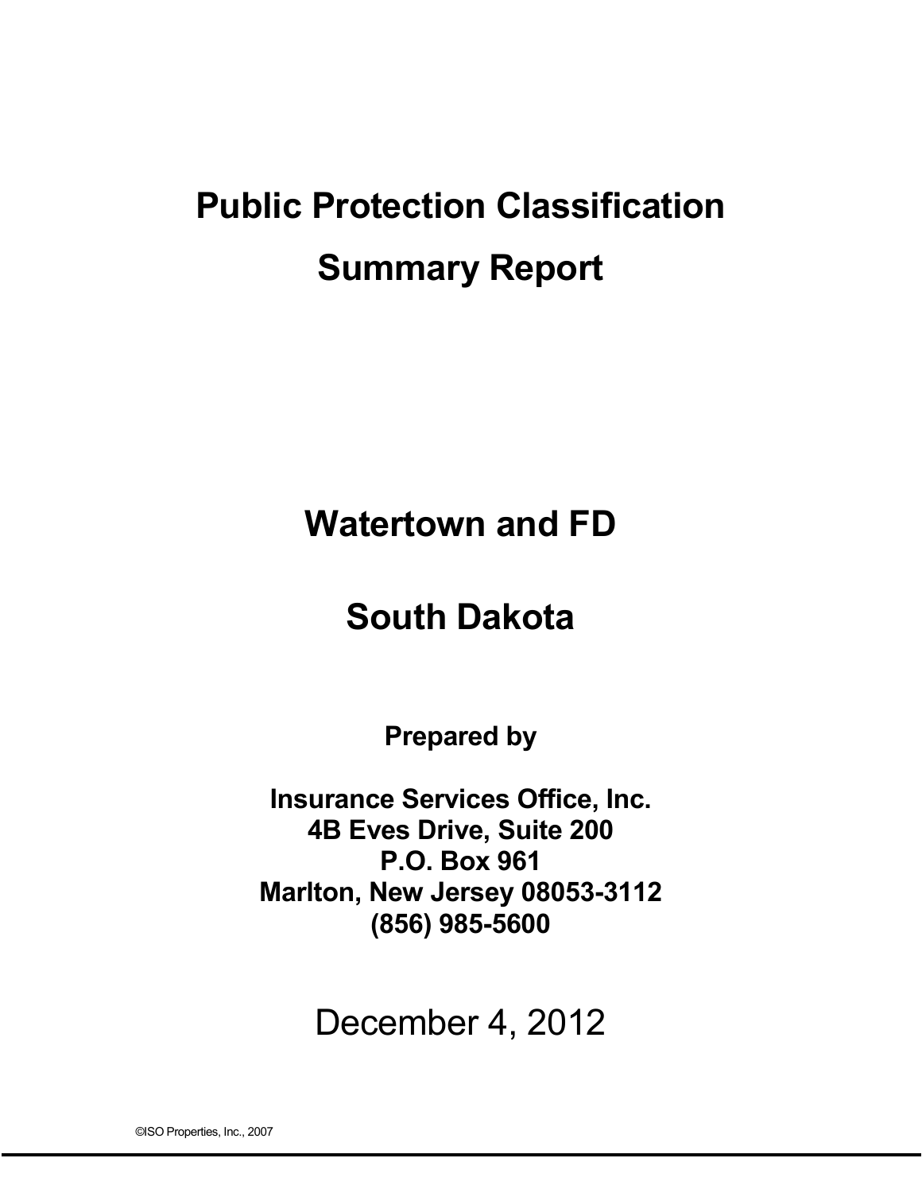# Public Protection Classification Summary Report

## Watertown and FD

## South Dakota

**Prepared by**

**Insurance Services Office, Inc.**
**4B Eves Drive, Suite 200**
**P.O. Box 961**
**Marlton, New Jersey 08053-3112**
**(856) 985-5600**

December 4, 2012

©ISO Properties, Inc., 2007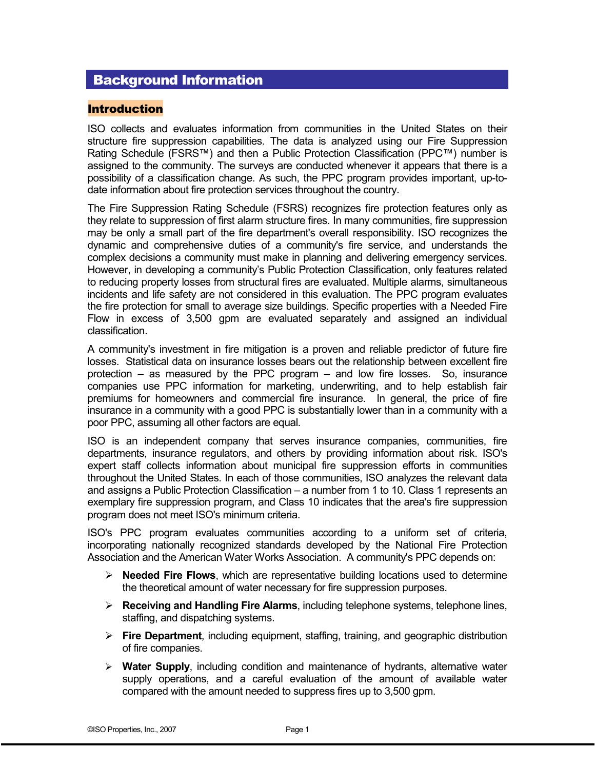# Background Information

## Introduction

ISO collects and evaluates information from communities in the United States on their structure fire suppression capabilities. The data is analyzed using our Fire Suppression Rating Schedule (FSRS™) and then a Public Protection Classification (PPC™) number is assigned to the community. The surveys are conducted whenever it appears that there is a possibility of a classification change. As such, the PPC program provides important, up-to-date information about fire protection services throughout the country.

The Fire Suppression Rating Schedule (FSRS) recognizes fire protection features only as they relate to suppression of first alarm structure fires. In many communities, fire suppression may be only a small part of the fire department's overall responsibility. ISO recognizes the dynamic and comprehensive duties of a community's fire service, and understands the complex decisions a community must make in planning and delivering emergency services. However, in developing a community's Public Protection Classification, only features related to reducing property losses from structural fires are evaluated. Multiple alarms, simultaneous incidents and life safety are not considered in this evaluation. The PPC program evaluates the fire protection for small to average size buildings. Specific properties with a Needed Fire Flow in excess of 3,500 gpm are evaluated separately and assigned an individual classification.

A community's investment in fire mitigation is a proven and reliable predictor of future fire losses. Statistical data on insurance losses bears out the relationship between excellent fire protection – as measured by the PPC program – and low fire losses. So, insurance companies use PPC information for marketing, underwriting, and to help establish fair premiums for homeowners and commercial fire insurance. In general, the price of fire insurance in a community with a good PPC is substantially lower than in a community with a poor PPC, assuming all other factors are equal.

ISO is an independent company that serves insurance companies, communities, fire departments, insurance regulators, and others by providing information about risk. ISO's expert staff collects information about municipal fire suppression efforts in communities throughout the United States. In each of those communities, ISO analyzes the relevant data and assigns a Public Protection Classification – a number from 1 to 10. Class 1 represents an exemplary fire suppression program, and Class 10 indicates that the area's fire suppression program does not meet ISO's minimum criteria.

ISO's PPC program evaluates communities according to a uniform set of criteria, incorporating nationally recognized standards developed by the National Fire Protection Association and the American Water Works Association. A community's PPC depends on:

- **Needed Fire Flows**, which are representative building locations used to determine the theoretical amount of water necessary for fire suppression purposes.
- **Receiving and Handling Fire Alarms**, including telephone systems, telephone lines, staffing, and dispatching systems.
- **Fire Department**, including equipment, staffing, training, and geographic distribution of fire companies.
- **Water Supply**, including condition and maintenance of hydrants, alternative water supply operations, and a careful evaluation of the amount of available water compared with the amount needed to suppress fires up to 3,500 gpm.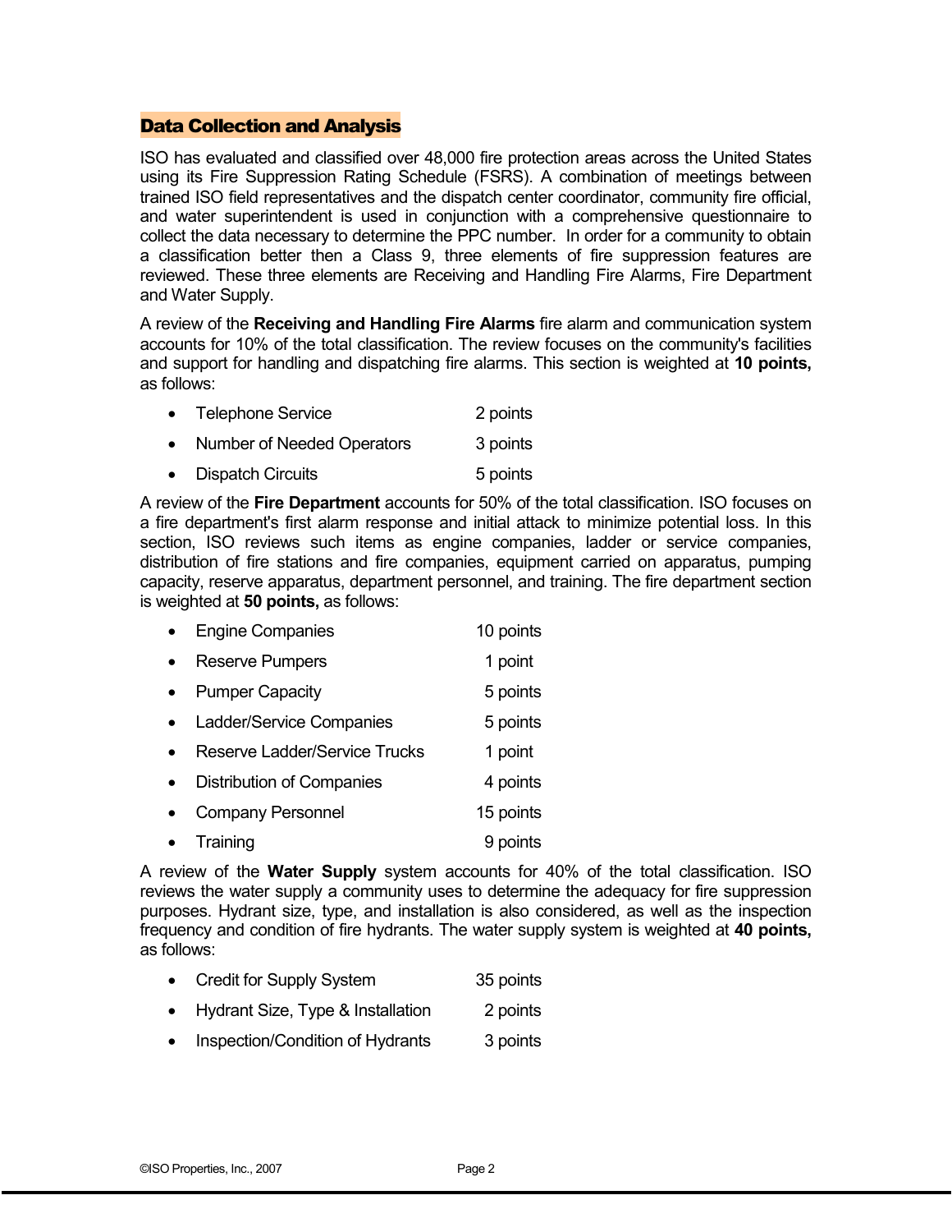## Data Collection and Analysis

ISO has evaluated and classified over 48,000 fire protection areas across the United States using its Fire Suppression Rating Schedule (FSRS). A combination of meetings between trained ISO field representatives and the dispatch center coordinator, community fire official, and water superintendent is used in conjunction with a comprehensive questionnaire to collect the data necessary to determine the PPC number. In order for a community to obtain a classification better then a Class 9, three elements of fire suppression features are reviewed. These three elements are Receiving and Handling Fire Alarms, Fire Department and Water Supply.

A review of the **Receiving and Handling Fire Alarms** fire alarm and communication system accounts for 10% of the total classification. The review focuses on the community's facilities and support for handling and dispatching fire alarms. This section is weighted at **10 points,** as follows:

- Telephone Service 2 points
- Number of Needed Operators 3 points
- Dispatch Circuits 5 points

A review of the **Fire Department** accounts for 50% of the total classification. ISO focuses on a fire department's first alarm response and initial attack to minimize potential loss. In this section, ISO reviews such items as engine companies, ladder or service companies, distribution of fire stations and fire companies, equipment carried on apparatus, pumping capacity, reserve apparatus, department personnel, and training. The fire department section is weighted at **50 points,** as follows:

- Engine Companies 10 points
- Reserve Pumpers 1 point
- Pumper Capacity 5 points
- Ladder/Service Companies 5 points
- Reserve Ladder/Service Trucks 1 point
- Distribution of Companies 4 points
- Company Personnel 15 points
- Training 9 points

A review of the **Water Supply** system accounts for 40% of the total classification. ISO reviews the water supply a community uses to determine the adequacy for fire suppression purposes. Hydrant size, type, and installation is also considered, as well as the inspection frequency and condition of fire hydrants. The water supply system is weighted at **40 points,** as follows:

- Credit for Supply System 35 points
- Hydrant Size, Type & Installation 2 points
- Inspection/Condition of Hydrants 3 points

©ISO Properties, Inc., 2007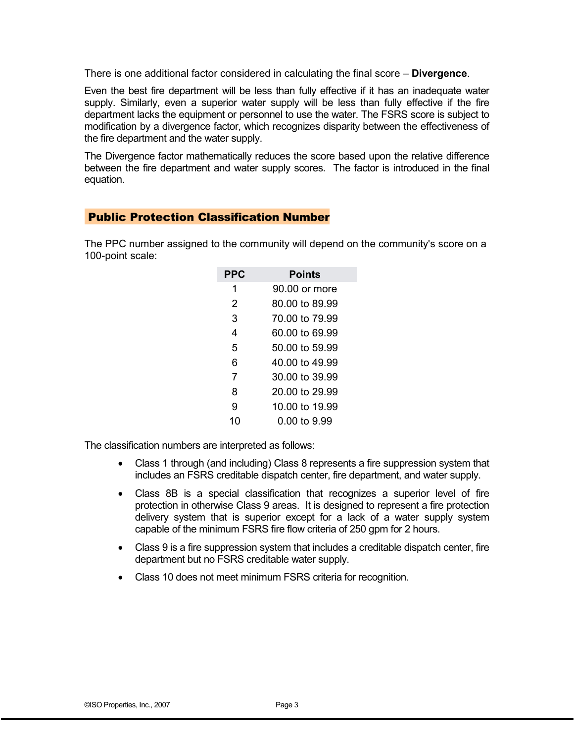There is one additional factor considered in calculating the final score – **Divergence**.

Even the best fire department will be less than fully effective if it has an inadequate water supply. Similarly, even a superior water supply will be less than fully effective if the fire department lacks the equipment or personnel to use the water. The FSRS score is subject to modification by a divergence factor, which recognizes disparity between the effectiveness of the fire department and the water supply.

The Divergence factor mathematically reduces the score based upon the relative difference between the fire department and water supply scores. The factor is introduced in the final equation.

## Public Protection Classification Number

The PPC number assigned to the community will depend on the community's score on a 100-point scale:

| PPC | Points |
|---|---|
| 1 | 90.00 or more |
| 2 | 80.00 to 89.99 |
| 3 | 70.00 to 79.99 |
| 4 | 60.00 to 69.99 |
| 5 | 50.00 to 59.99 |
| 6 | 40.00 to 49.99 |
| 7 | 30.00 to 39.99 |
| 8 | 20.00 to 29.99 |
| 9 | 10.00 to 19.99 |
| 10 | 0.00 to 9.99 |

The classification numbers are interpreted as follows:

- Class 1 through (and including) Class 8 represents a fire suppression system that includes an FSRS creditable dispatch center, fire department, and water supply.
- Class 8B is a special classification that recognizes a superior level of fire protection in otherwise Class 9 areas. It is designed to represent a fire protection delivery system that is superior except for a lack of a water supply system capable of the minimum FSRS fire flow criteria of 250 gpm for 2 hours.
- Class 9 is a fire suppression system that includes a creditable dispatch center, fire department but no FSRS creditable water supply.
- Class 10 does not meet minimum FSRS criteria for recognition.

©ISO Properties, Inc., 2007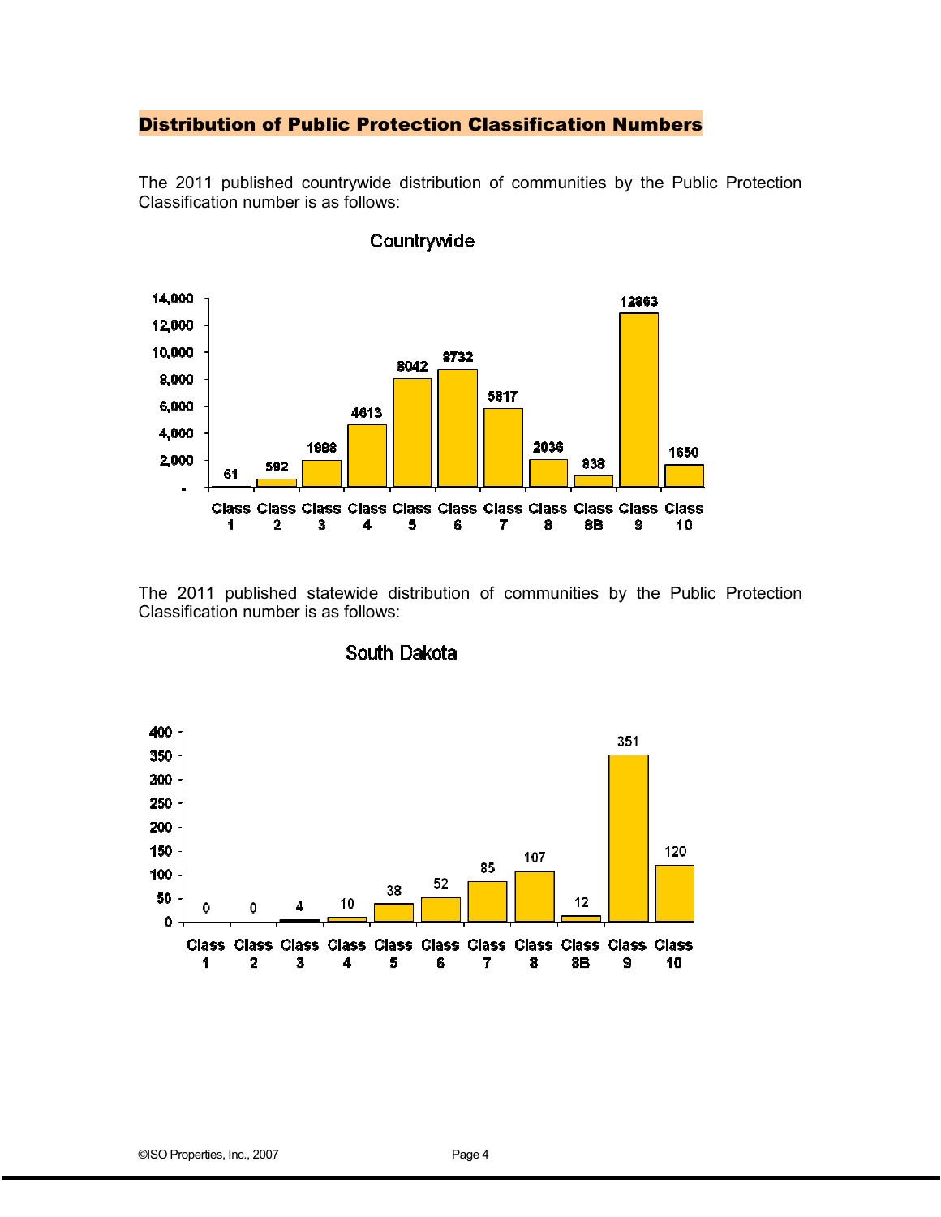## Distribution of Public Protection Classification Numbers

The 2011 published countrywide distribution of communities by the Public Protection Classification number is as follows:

**Countrywide**

| Class 1 | Class 2 | Class 3 | Class 4 | Class 5 | Class 6 | Class 7 | Class 8 | Class 8B | Class 9 | Class 10 |
|---|---|---|---|---|---|---|---|---|---|---|
| 61 | 592 | 1998 | 4613 | 8042 | 8732 | 5817 | 2036 | 838 | 12863 | 1650 |

The 2011 published statewide distribution of communities by the Public Protection Classification number is as follows:

**South Dakota**

| Class 1 | Class 2 | Class 3 | Class 4 | Class 5 | Class 6 | Class 7 | Class 8 | Class 8B | Class 9 | Class 10 |
|---|---|---|---|---|---|---|---|---|---|---|
| 0 | 0 | 4 | 10 | 38 | 52 | 85 | 107 | 12 | 351 | 120 |

©ISO Properties, Inc., 2007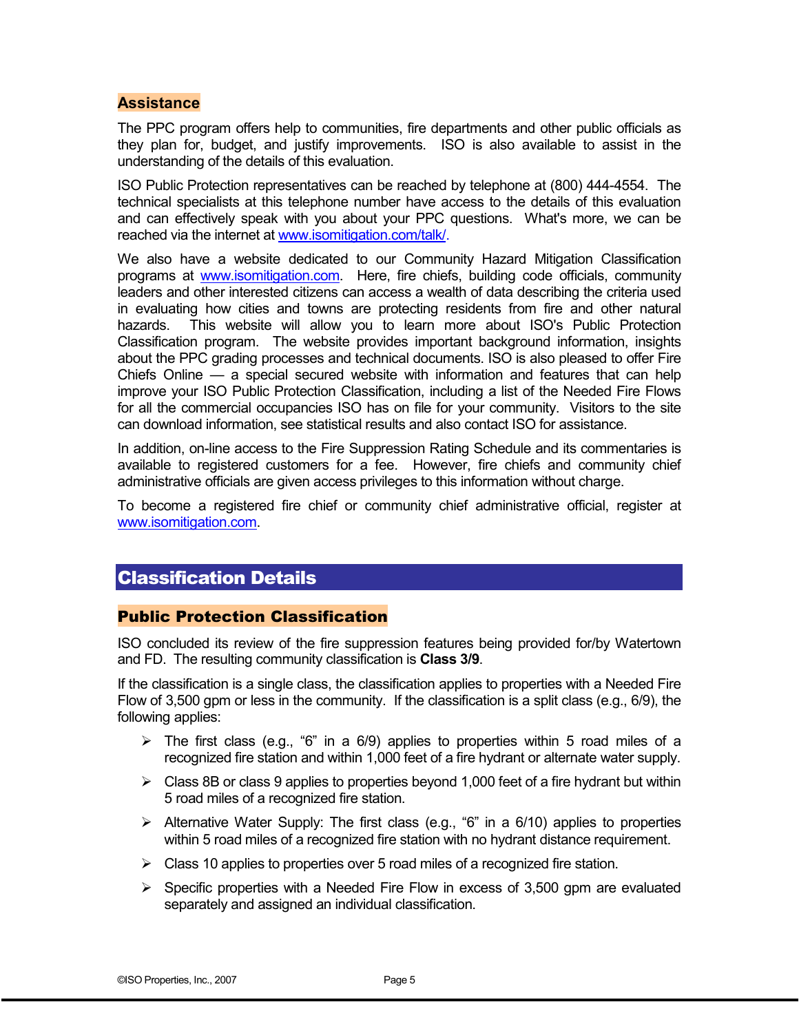## Assistance

The PPC program offers help to communities, fire departments and other public officials as they plan for, budget, and justify improvements. ISO is also available to assist in the understanding of the details of this evaluation.

ISO Public Protection representatives can be reached by telephone at (800) 444-4554. The technical specialists at this telephone number have access to the details of this evaluation and can effectively speak with you about your PPC questions. What's more, we can be reached via the internet at [www.isomitigation.com/talk/](www.isomitigation.com/talk/).

We also have a website dedicated to our Community Hazard Mitigation Classification programs at [www.isomitigation.com](www.isomitigation.com). Here, fire chiefs, building code officials, community leaders and other interested citizens can access a wealth of data describing the criteria used in evaluating how cities and towns are protecting residents from fire and other natural hazards. This website will allow you to learn more about ISO's Public Protection Classification program. The website provides important background information, insights about the PPC grading processes and technical documents. ISO is also pleased to offer Fire Chiefs Online — a special secured website with information and features that can help improve your ISO Public Protection Classification, including a list of the Needed Fire Flows for all the commercial occupancies ISO has on file for your community. Visitors to the site can download information, see statistical results and also contact ISO for assistance.

In addition, on-line access to the Fire Suppression Rating Schedule and its commentaries is available to registered customers for a fee. However, fire chiefs and community chief administrative officials are given access privileges to this information without charge.

To become a registered fire chief or community chief administrative official, register at [www.isomitigation.com](www.isomitigation.com).

# Classification Details

## Public Protection Classification

ISO concluded its review of the fire suppression features being provided for/by Watertown and FD. The resulting community classification is **Class 3/9**.

If the classification is a single class, the classification applies to properties with a Needed Fire Flow of 3,500 gpm or less in the community. If the classification is a split class (e.g., 6/9), the following applies:

- The first class (e.g., "6" in a 6/9) applies to properties within 5 road miles of a recognized fire station and within 1,000 feet of a fire hydrant or alternate water supply.
- Class 8B or class 9 applies to properties beyond 1,000 feet of a fire hydrant but within 5 road miles of a recognized fire station.
- Alternative Water Supply: The first class (e.g., "6" in a 6/10) applies to properties within 5 road miles of a recognized fire station with no hydrant distance requirement.
- Class 10 applies to properties over 5 road miles of a recognized fire station.
- Specific properties with a Needed Fire Flow in excess of 3,500 gpm are evaluated separately and assigned an individual classification.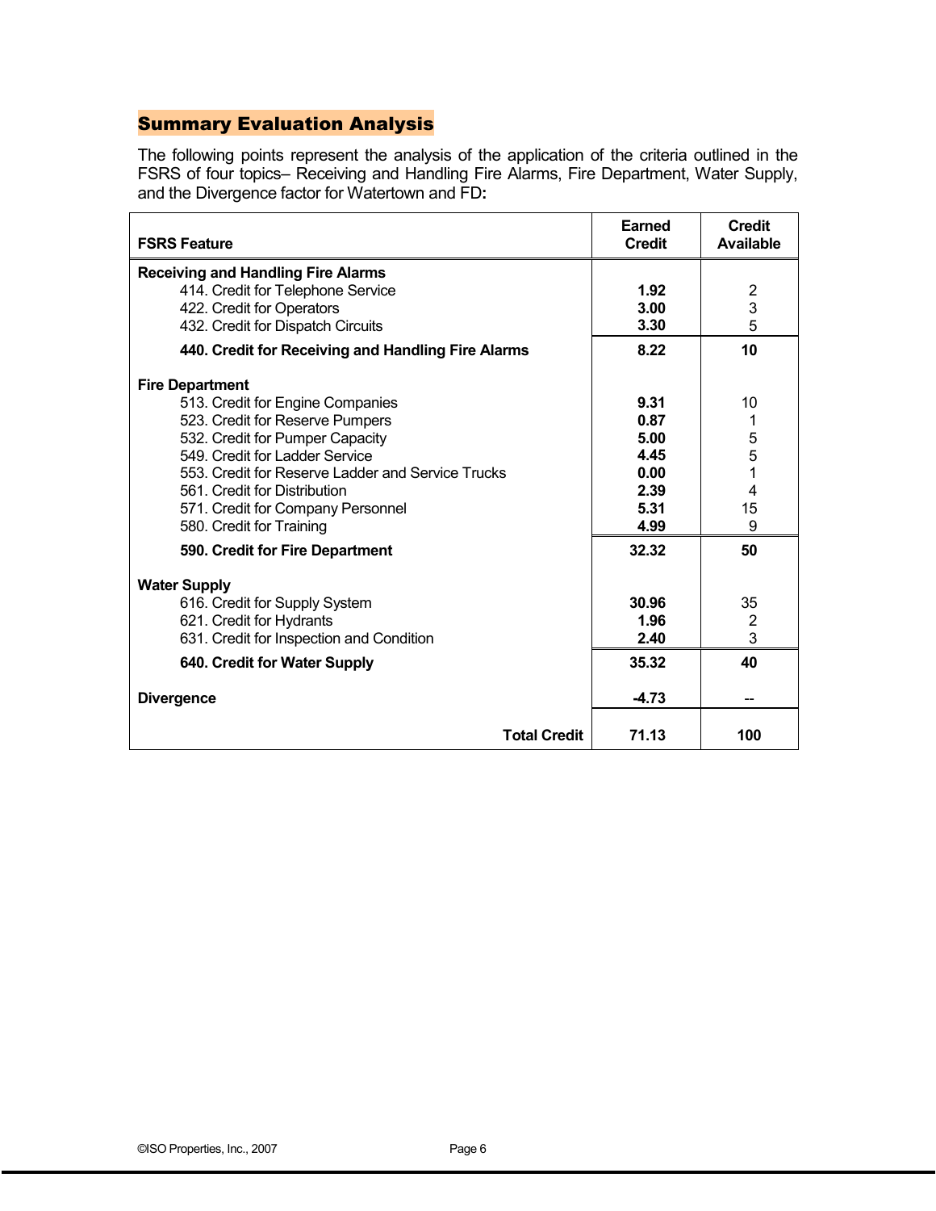## Summary Evaluation Analysis

The following points represent the analysis of the application of the criteria outlined in the FSRS of four topics– Receiving and Handling Fire Alarms, Fire Department, Water Supply, and the Divergence factor for Watertown and FD**:**

| FSRS Feature | Earned Credit | Credit Available |
|---|---|---|
| **Receiving and Handling Fire Alarms** | | |
| 414. Credit for Telephone Service | **1.92** | 2 |
| 422. Credit for Operators | **3.00** | 3 |
| 432. Credit for Dispatch Circuits | **3.30** | 5 |
| **440. Credit for Receiving and Handling Fire Alarms** | **8.22** | **10** |
| **Fire Department** | | |
| 513. Credit for Engine Companies | **9.31** | 10 |
| 523. Credit for Reserve Pumpers | **0.87** | 1 |
| 532. Credit for Pumper Capacity | **5.00** | 5 |
| 549. Credit for Ladder Service | **4.45** | 5 |
| 553. Credit for Reserve Ladder and Service Trucks | **0.00** | 1 |
| 561. Credit for Distribution | **2.39** | 4 |
| 571. Credit for Company Personnel | **5.31** | 15 |
| 580. Credit for Training | **4.99** | 9 |
| **590. Credit for Fire Department** | **32.32** | **50** |
| **Water Supply** | | |
| 616. Credit for Supply System | **30.96** | 35 |
| 621. Credit for Hydrants | **1.96** | 2 |
| 631. Credit for Inspection and Condition | **2.40** | 3 |
| **640. Credit for Water Supply** | **35.32** | **40** |
| **Divergence** | **-4.73** | -- |
| **Total Credit** | **71.13** | **100** |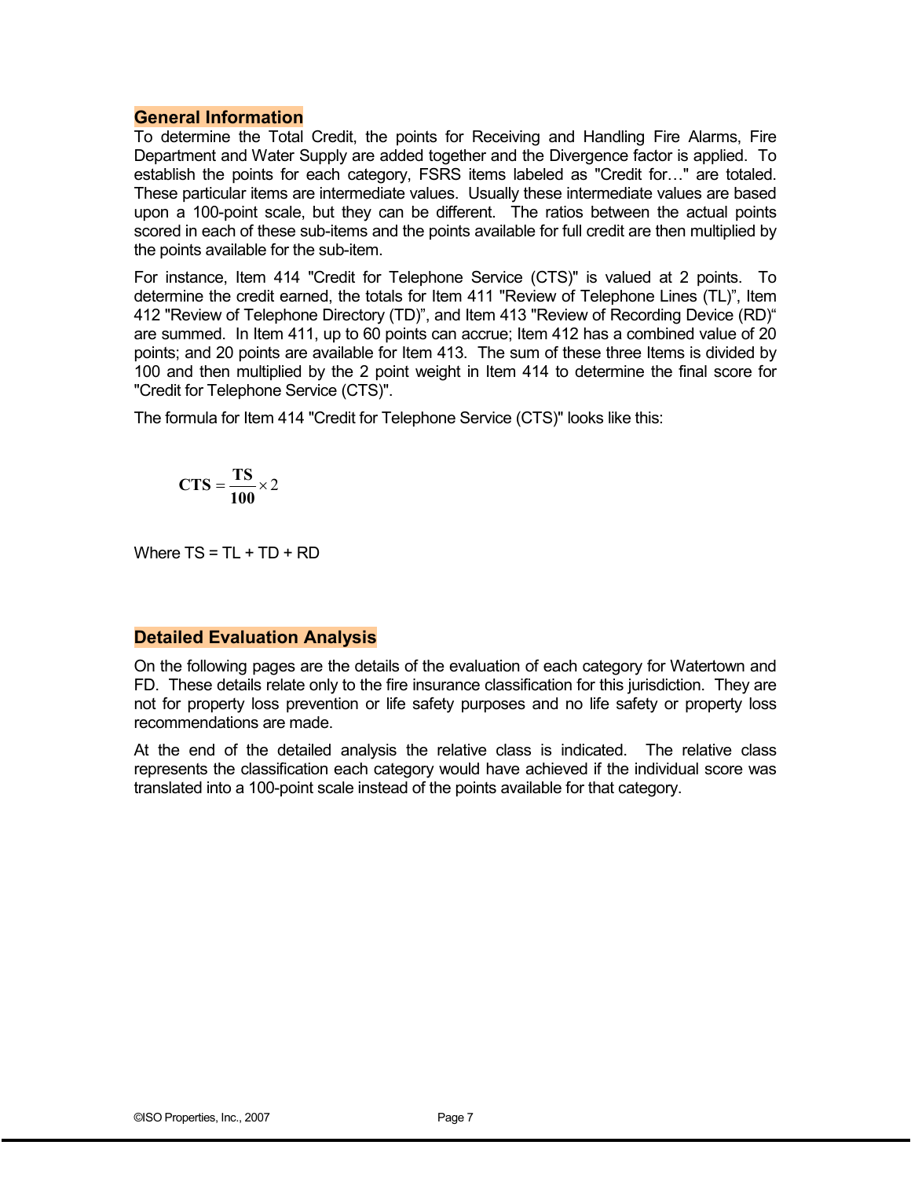## General Information

To determine the Total Credit, the points for Receiving and Handling Fire Alarms, Fire Department and Water Supply are added together and the Divergence factor is applied. To establish the points for each category, FSRS items labeled as "Credit for…" are totaled. These particular items are intermediate values. Usually these intermediate values are based upon a 100-point scale, but they can be different. The ratios between the actual points scored in each of these sub-items and the points available for full credit are then multiplied by the points available for the sub-item.

For instance, Item 414 "Credit for Telephone Service (CTS)" is valued at 2 points. To determine the credit earned, the totals for Item 411 "Review of Telephone Lines (TL)", Item 412 "Review of Telephone Directory (TD)", and Item 413 "Review of Recording Device (RD)" are summed. In Item 411, up to 60 points can accrue; Item 412 has a combined value of 20 points; and 20 points are available for Item 413. The sum of these three Items is divided by 100 and then multiplied by the 2 point weight in Item 414 to determine the final score for "Credit for Telephone Service (CTS)".

The formula for Item 414 "Credit for Telephone Service (CTS)" looks like this:

$$\mathbf{CTS} = \frac{\mathbf{TS}}{\mathbf{100}} \times 2$$

Where TS = TL + TD + RD

## Detailed Evaluation Analysis

On the following pages are the details of the evaluation of each category for Watertown and FD. These details relate only to the fire insurance classification for this jurisdiction. They are not for property loss prevention or life safety purposes and no life safety or property loss recommendations are made.

At the end of the detailed analysis the relative class is indicated. The relative class represents the classification each category would have achieved if the individual score was translated into a 100-point scale instead of the points available for that category.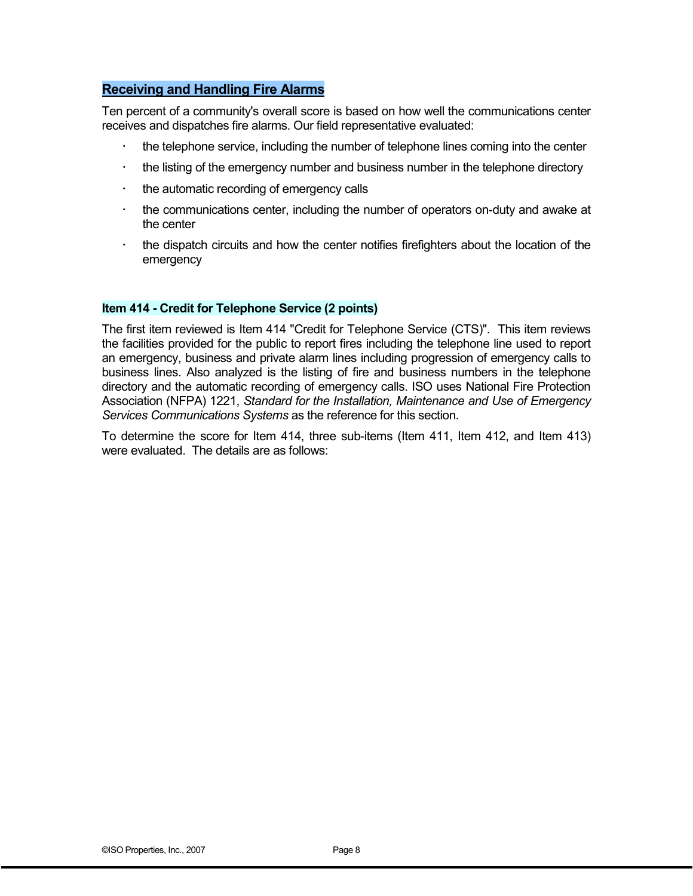## Receiving and Handling Fire Alarms

Ten percent of a community's overall score is based on how well the communications center receives and dispatches fire alarms. Our field representative evaluated:

- the telephone service, including the number of telephone lines coming into the center
- the listing of the emergency number and business number in the telephone directory
- the automatic recording of emergency calls
- the communications center, including the number of operators on-duty and awake at the center
- the dispatch circuits and how the center notifies firefighters about the location of the emergency

### Item 414 - Credit for Telephone Service (2 points)

The first item reviewed is Item 414 "Credit for Telephone Service (CTS)". This item reviews the facilities provided for the public to report fires including the telephone line used to report an emergency, business and private alarm lines including progression of emergency calls to business lines. Also analyzed is the listing of fire and business numbers in the telephone directory and the automatic recording of emergency calls. ISO uses National Fire Protection Association (NFPA) 1221, *Standard for the Installation, Maintenance and Use of Emergency Services Communications Systems* as the reference for this section.

To determine the score for Item 414, three sub-items (Item 411, Item 412, and Item 413) were evaluated. The details are as follows: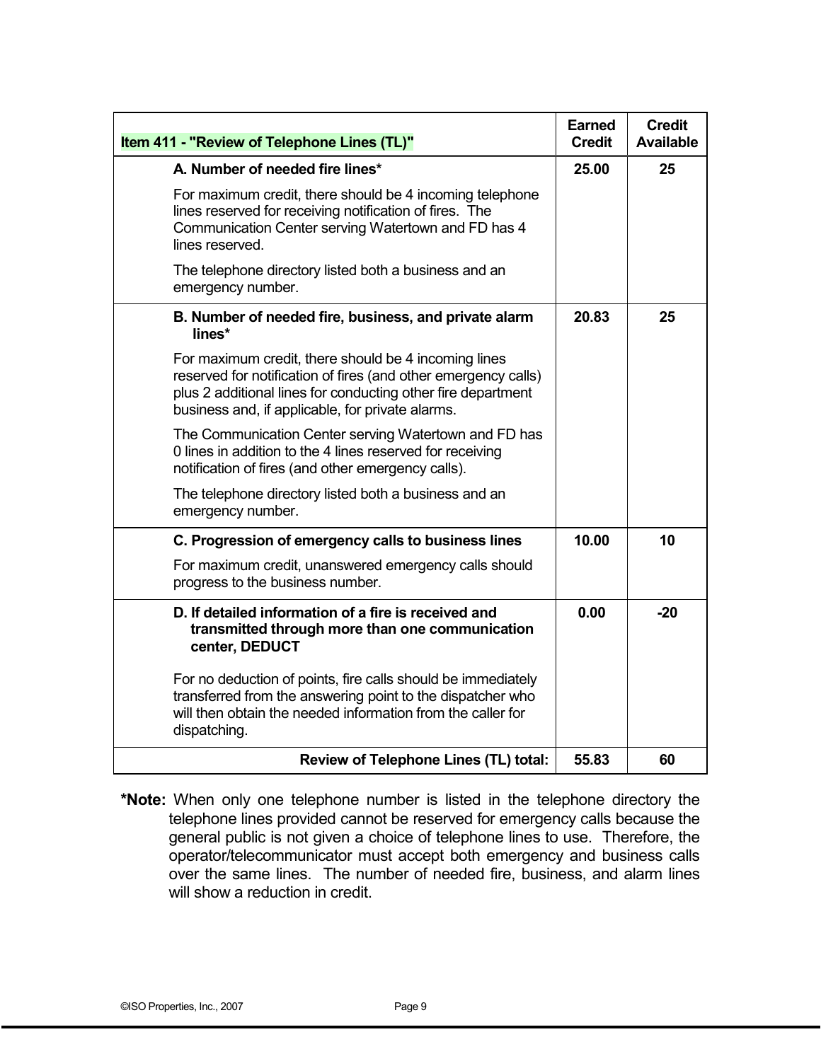| Item 411 - "Review of Telephone Lines (TL)" | Earned Credit | Credit Available |
|---|---|---|
| **A. Number of needed fire lines*** <br><br> For maximum credit, there should be 4 incoming telephone lines reserved for receiving notification of fires. The Communication Center serving Watertown and FD has 4 lines reserved. <br><br> The telephone directory listed both a business and an emergency number. | 25.00 | 25 |
| **B. Number of needed fire, business, and private alarm lines*** <br><br> For maximum credit, there should be 4 incoming lines reserved for notification of fires (and other emergency calls) plus 2 additional lines for conducting other fire department business and, if applicable, for private alarms. <br><br> The Communication Center serving Watertown and FD has 0 lines in addition to the 4 lines reserved for receiving notification of fires (and other emergency calls). <br><br> The telephone directory listed both a business and an emergency number. | 20.83 | 25 |
| **C. Progression of emergency calls to business lines** <br><br> For maximum credit, unanswered emergency calls should progress to the business number. | 10.00 | 10 |
| **D. If detailed information of a fire is received and transmitted through more than one communication center, DEDUCT** <br><br> For no deduction of points, fire calls should be immediately transferred from the answering point to the dispatcher who will then obtain the needed information from the caller for dispatching. | 0.00 | -20 |
| **Review of Telephone Lines (TL) total:** | **55.83** | **60** |

***Note:** When only one telephone number is listed in the telephone directory the telephone lines provided cannot be reserved for emergency calls because the general public is not given a choice of telephone lines to use. Therefore, the operator/telecommunicator must accept both emergency and business calls over the same lines. The number of needed fire, business, and alarm lines will show a reduction in credit.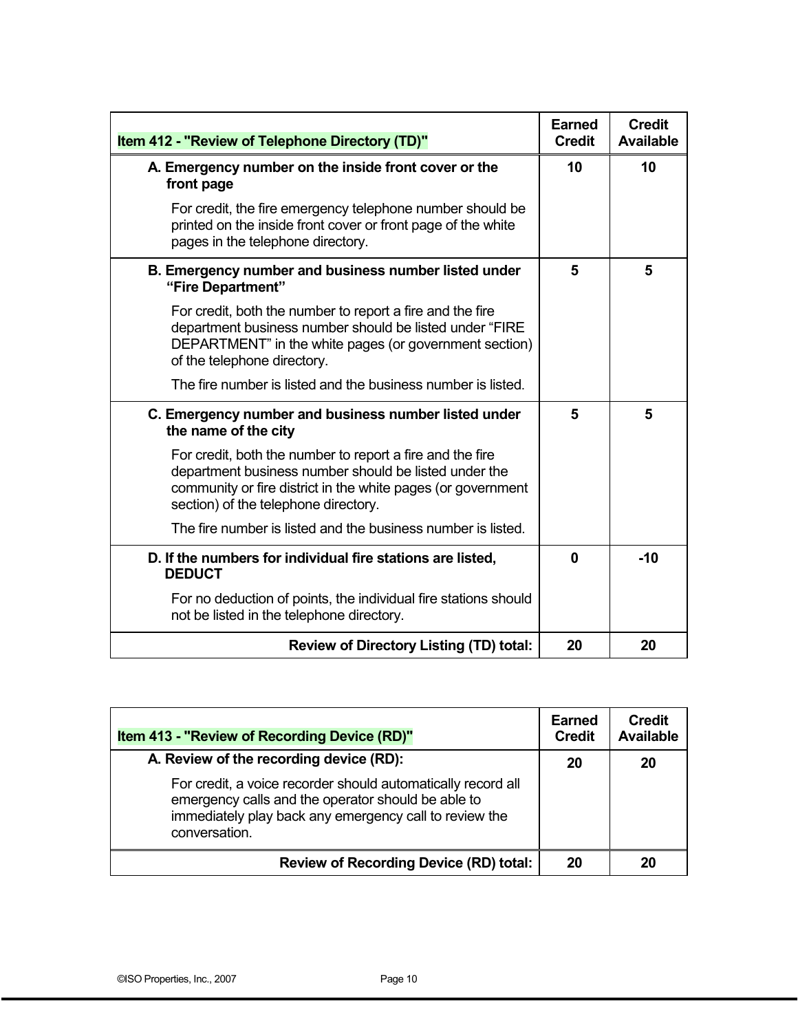| Item 412 - "Review of Telephone Directory (TD)" | Earned Credit | Credit Available |
|---|---|---|
| **A. Emergency number on the inside front cover or the front page**<br><br>For credit, the fire emergency telephone number should be printed on the inside front cover or front page of the white pages in the telephone directory. | 10 | 10 |
| **B. Emergency number and business number listed under "Fire Department"**<br><br>For credit, both the number to report a fire and the fire department business number should be listed under "FIRE DEPARTMENT" in the white pages (or government section) of the telephone directory.<br><br>The fire number is listed and the business number is listed. | 5 | 5 |
| **C. Emergency number and business number listed under the name of the city**<br><br>For credit, both the number to report a fire and the fire department business number should be listed under the community or fire district in the white pages (or government section) of the telephone directory.<br><br>The fire number is listed and the business number is listed. | 5 | 5 |
| **D. If the numbers for individual fire stations are listed, DEDUCT**<br><br>For no deduction of points, the individual fire stations should not be listed in the telephone directory. | 0 | -10 |
| **Review of Directory Listing (TD) total:** | 20 | 20 |

| Item 413 - "Review of Recording Device (RD)" | Earned Credit | Credit Available |
|---|---|---|
| **A. Review of the recording device (RD):**<br><br>For credit, a voice recorder should automatically record all emergency calls and the operator should be able to immediately play back any emergency call to review the conversation. | 20 | 20 |
| **Review of Recording Device (RD) total:** | 20 | 20 |

©ISO Properties, Inc., 2007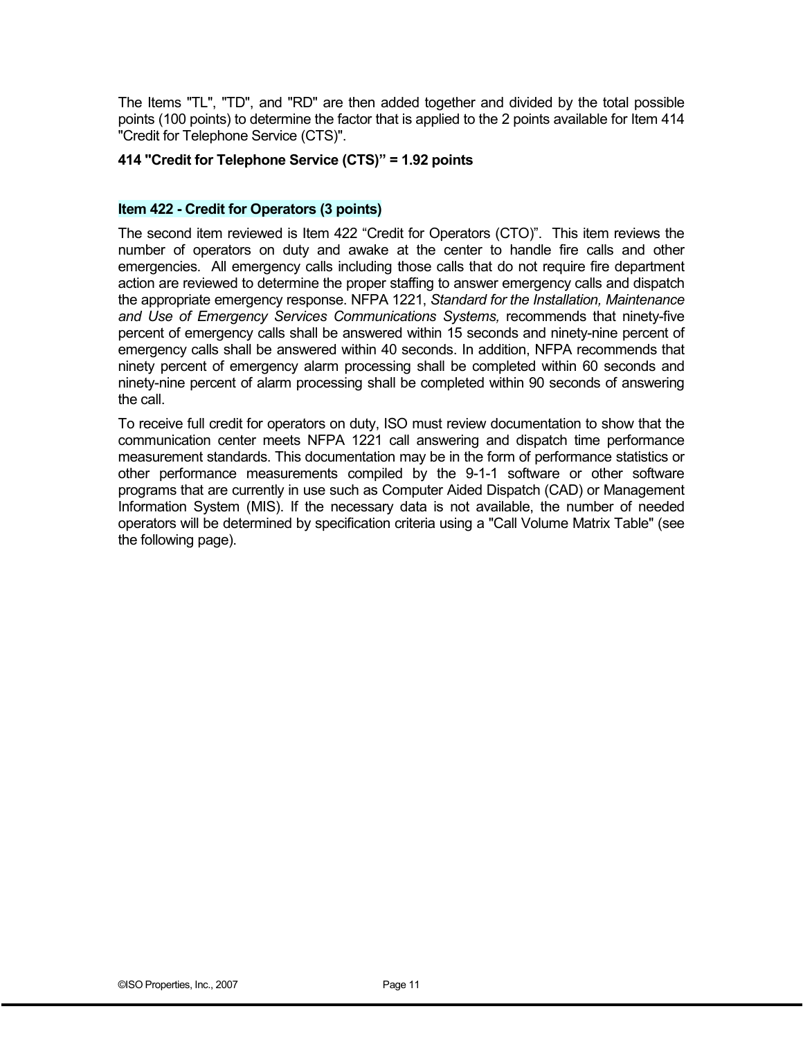The Items "TL", "TD", and "RD" are then added together and divided by the total possible points (100 points) to determine the factor that is applied to the 2 points available for Item 414 "Credit for Telephone Service (CTS)".

**414 "Credit for Telephone Service (CTS)" = 1.92 points**

### Item 422 - Credit for Operators (3 points)

The second item reviewed is Item 422 "Credit for Operators (CTO)". This item reviews the number of operators on duty and awake at the center to handle fire calls and other emergencies. All emergency calls including those calls that do not require fire department action are reviewed to determine the proper staffing to answer emergency calls and dispatch the appropriate emergency response. NFPA 1221, *Standard for the Installation, Maintenance and Use of Emergency Services Communications Systems,* recommends that ninety-five percent of emergency calls shall be answered within 15 seconds and ninety-nine percent of emergency calls shall be answered within 40 seconds. In addition, NFPA recommends that ninety percent of emergency alarm processing shall be completed within 60 seconds and ninety-nine percent of alarm processing shall be completed within 90 seconds of answering the call.

To receive full credit for operators on duty, ISO must review documentation to show that the communication center meets NFPA 1221 call answering and dispatch time performance measurement standards. This documentation may be in the form of performance statistics or other performance measurements compiled by the 9-1-1 software or other software programs that are currently in use such as Computer Aided Dispatch (CAD) or Management Information System (MIS). If the necessary data is not available, the number of needed operators will be determined by specification criteria using a "Call Volume Matrix Table" (see the following page).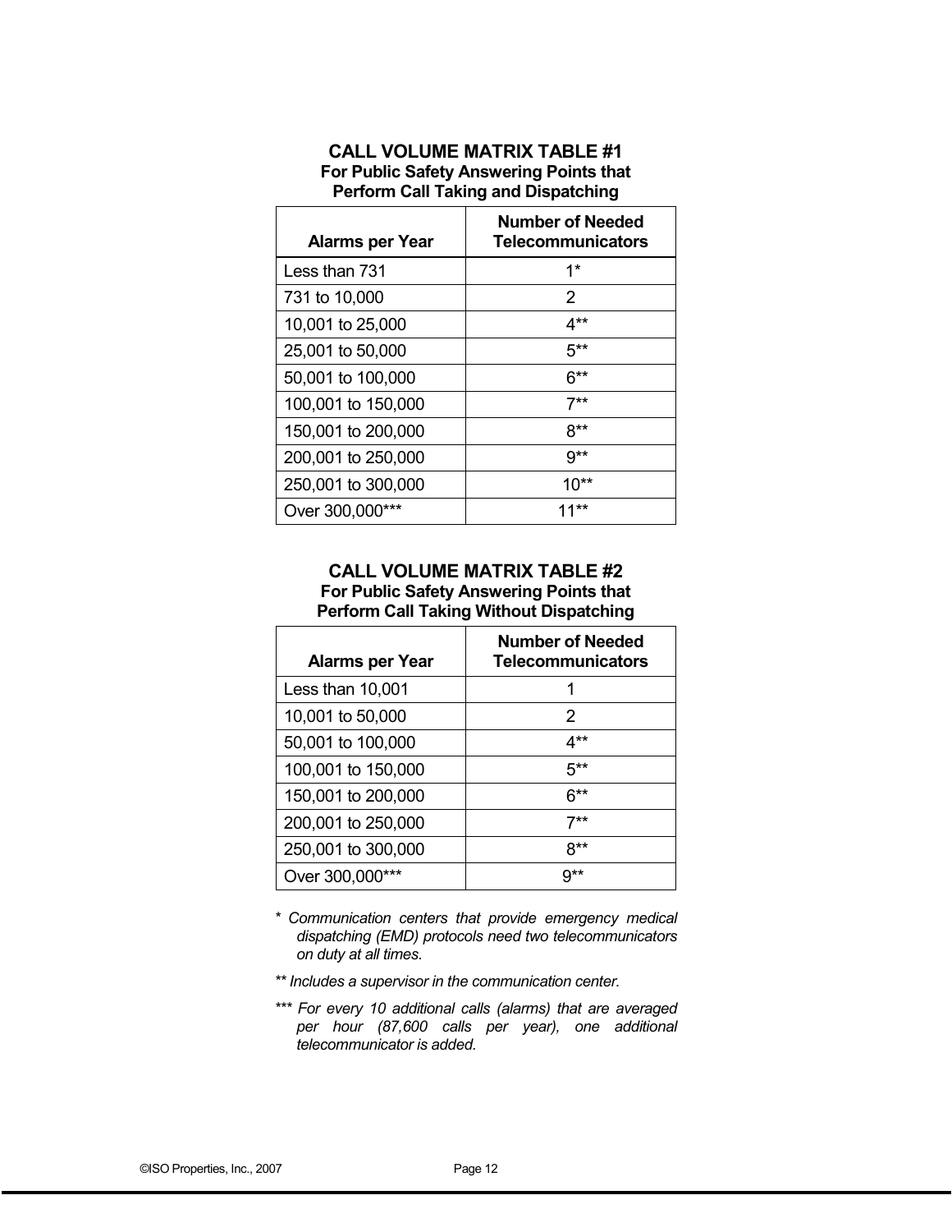### CALL VOLUME MATRIX TABLE #1
**For Public Safety Answering Points that Perform Call Taking and Dispatching**

| Alarms per Year | Number of Needed Telecommunicators |
|---|---|
| Less than 731 | 1* |
| 731 to 10,000 | 2 |
| 10,001 to 25,000 | 4** |
| 25,001 to 50,000 | 5** |
| 50,001 to 100,000 | 6** |
| 100,001 to 150,000 | 7** |
| 150,001 to 200,000 | 8** |
| 200,001 to 250,000 | 9** |
| 250,001 to 300,000 | 10** |
| Over 300,000*** | 11** |

### CALL VOLUME MATRIX TABLE #2
**For Public Safety Answering Points that Perform Call Taking Without Dispatching**

| Alarms per Year | Number of Needed Telecommunicators |
|---|---|
| Less than 10,001 | 1 |
| 10,001 to 50,000 | 2 |
| 50,001 to 100,000 | 4** |
| 100,001 to 150,000 | 5** |
| 150,001 to 200,000 | 6** |
| 200,001 to 250,000 | 7** |
| 250,001 to 300,000 | 8** |
| Over 300,000*** | 9** |

\* *Communication centers that provide emergency medical dispatching (EMD) protocols need two telecommunicators on duty at all times.*

** *Includes a supervisor in the communication center.*

*** *For every 10 additional calls (alarms) that are averaged per hour (87,600 calls per year), one additional telecommunicator is added.*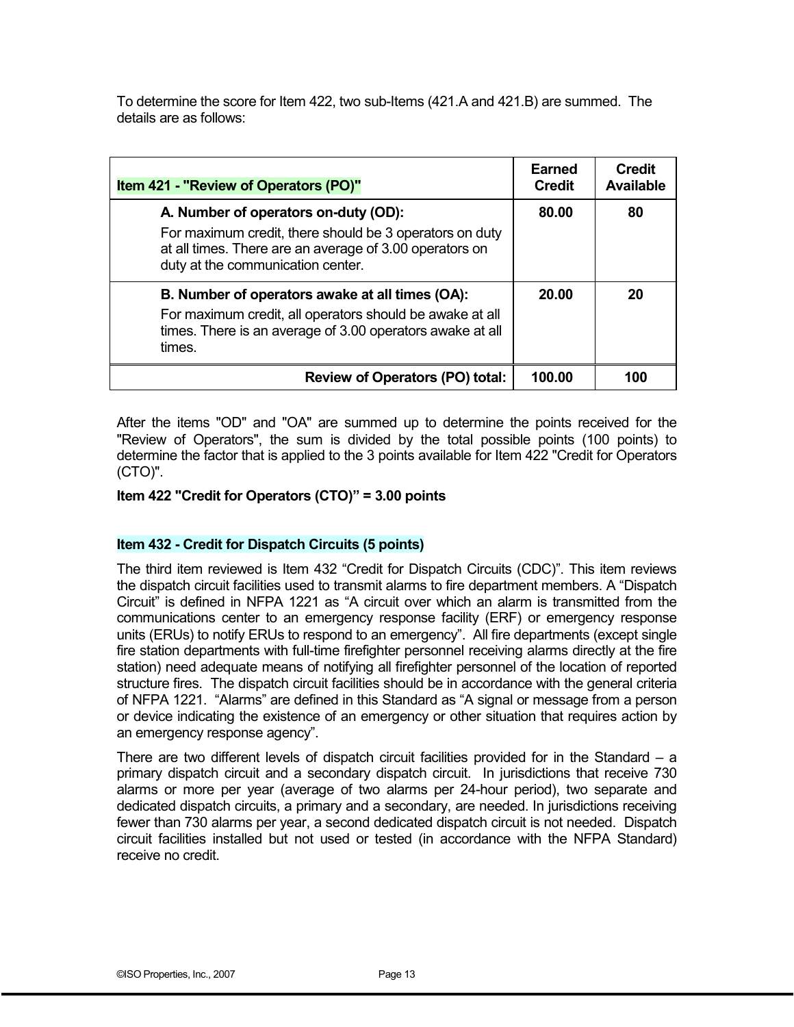To determine the score for Item 422, two sub-Items (421.A and 421.B) are summed. The details are as follows:

| Item 421 - "Review of Operators (PO)" | Earned Credit | Credit Available |
|---|---|---|
| **A. Number of operators on-duty (OD):**<br>For maximum credit, there should be 3 operators on duty at all times. There are an average of 3.00 operators on duty at the communication center. | **80.00** | **80** |
| **B. Number of operators awake at all times (OA):**<br>For maximum credit, all operators should be awake at all times. There is an average of 3.00 operators awake at all times. | **20.00** | **20** |
| **Review of Operators (PO) total:** | **100.00** | **100** |

After the items "OD" and "OA" are summed up to determine the points received for the "Review of Operators", the sum is divided by the total possible points (100 points) to determine the factor that is applied to the 3 points available for Item 422 "Credit for Operators (CTO)".

**Item 422 "Credit for Operators (CTO)" = 3.00 points**

### Item 432 - Credit for Dispatch Circuits (5 points)

The third item reviewed is Item 432 "Credit for Dispatch Circuits (CDC)". This item reviews the dispatch circuit facilities used to transmit alarms to fire department members. A "Dispatch Circuit" is defined in NFPA 1221 as "A circuit over which an alarm is transmitted from the communications center to an emergency response facility (ERF) or emergency response units (ERUs) to notify ERUs to respond to an emergency". All fire departments (except single fire station departments with full-time firefighter personnel receiving alarms directly at the fire station) need adequate means of notifying all firefighter personnel of the location of reported structure fires. The dispatch circuit facilities should be in accordance with the general criteria of NFPA 1221. "Alarms" are defined in this Standard as "A signal or message from a person or device indicating the existence of an emergency or other situation that requires action by an emergency response agency".

There are two different levels of dispatch circuit facilities provided for in the Standard – a primary dispatch circuit and a secondary dispatch circuit. In jurisdictions that receive 730 alarms or more per year (average of two alarms per 24-hour period), two separate and dedicated dispatch circuits, a primary and a secondary, are needed. In jurisdictions receiving fewer than 730 alarms per year, a second dedicated dispatch circuit is not needed. Dispatch circuit facilities installed but not used or tested (in accordance with the NFPA Standard) receive no credit.

©ISO Properties, Inc., 2007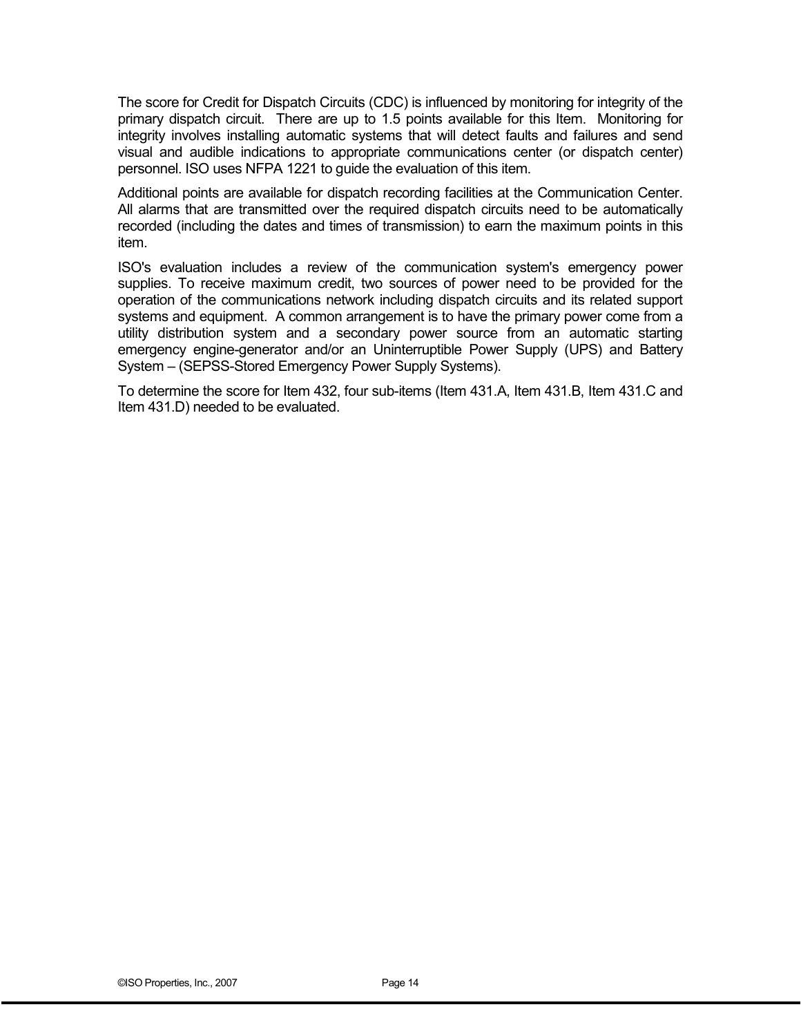The score for Credit for Dispatch Circuits (CDC) is influenced by monitoring for integrity of the primary dispatch circuit. There are up to 1.5 points available for this Item. Monitoring for integrity involves installing automatic systems that will detect faults and failures and send visual and audible indications to appropriate communications center (or dispatch center) personnel. ISO uses NFPA 1221 to guide the evaluation of this item.

Additional points are available for dispatch recording facilities at the Communication Center. All alarms that are transmitted over the required dispatch circuits need to be automatically recorded (including the dates and times of transmission) to earn the maximum points in this item.

ISO's evaluation includes a review of the communication system's emergency power supplies. To receive maximum credit, two sources of power need to be provided for the operation of the communications network including dispatch circuits and its related support systems and equipment. A common arrangement is to have the primary power come from a utility distribution system and a secondary power source from an automatic starting emergency engine-generator and/or an Uninterruptible Power Supply (UPS) and Battery System – (SEPSS-Stored Emergency Power Supply Systems).

To determine the score for Item 432, four sub-items (Item 431.A, Item 431.B, Item 431.C and Item 431.D) needed to be evaluated.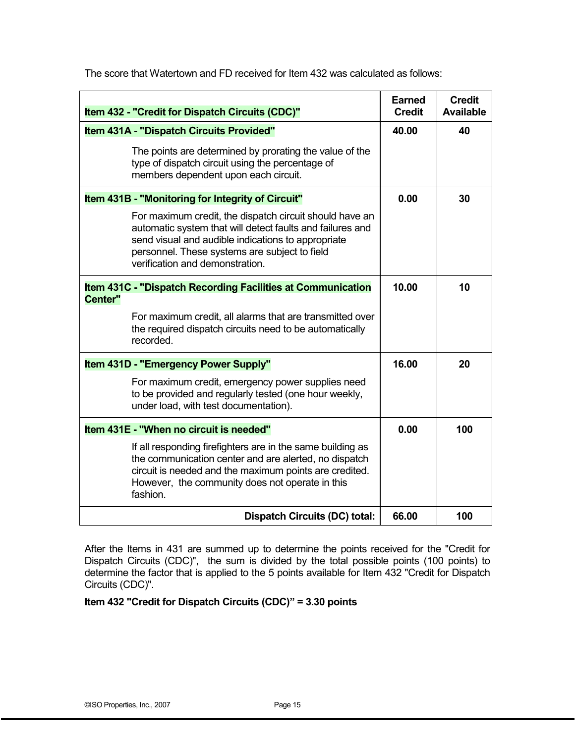The score that Watertown and FD received for Item 432 was calculated as follows:

| Item 432 - "Credit for Dispatch Circuits (CDC)" | Earned Credit | Credit Available |
|---|---|---|
| **Item 431A - "Dispatch Circuits Provided"**<br><br>The points are determined by prorating the value of the type of dispatch circuit using the percentage of members dependent upon each circuit. | 40.00 | 40 |
| **Item 431B - "Monitoring for Integrity of Circuit"**<br><br>For maximum credit, the dispatch circuit should have an automatic system that will detect faults and failures and send visual and audible indications to appropriate personnel. These systems are subject to field verification and demonstration. | 0.00 | 30 |
| **Item 431C - "Dispatch Recording Facilities at Communication Center"**<br><br>For maximum credit, all alarms that are transmitted over the required dispatch circuits need to be automatically recorded. | 10.00 | 10 |
| **Item 431D - "Emergency Power Supply"**<br><br>For maximum credit, emergency power supplies need to be provided and regularly tested (one hour weekly, under load, with test documentation). | 16.00 | 20 |
| **Item 431E - "When no circuit is needed"**<br><br>If all responding firefighters are in the same building as the communication center and are alerted, no dispatch circuit is needed and the maximum points are credited. However, the community does not operate in this fashion. | 0.00 | 100 |
| **Dispatch Circuits (DC) total:** | **66.00** | **100** |

After the Items in 431 are summed up to determine the points received for the "Credit for Dispatch Circuits (CDC)", the sum is divided by the total possible points (100 points) to determine the factor that is applied to the 5 points available for Item 432 "Credit for Dispatch Circuits (CDC)".

**Item 432 "Credit for Dispatch Circuits (CDC)" = 3.30 points**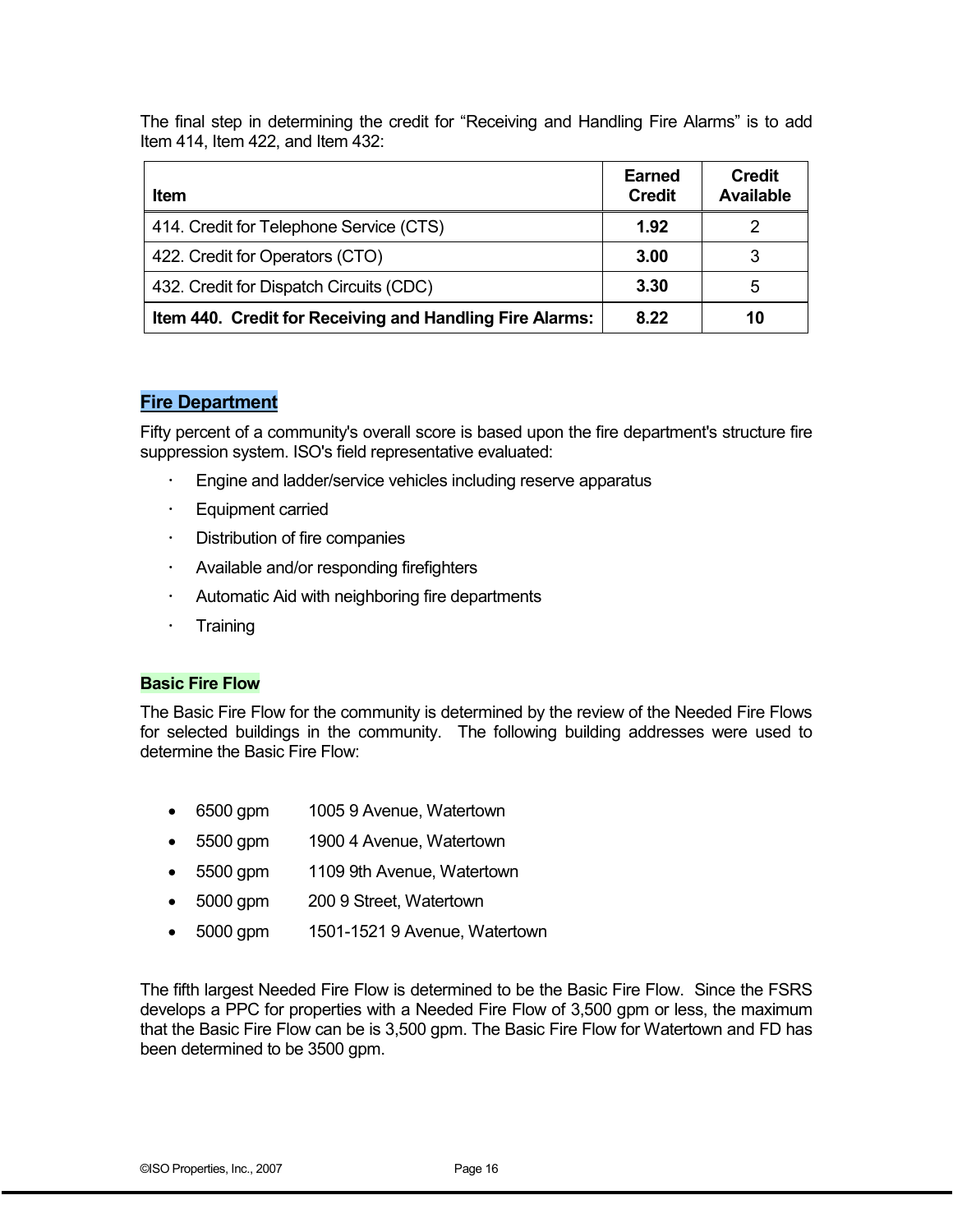The final step in determining the credit for "Receiving and Handling Fire Alarms" is to add Item 414, Item 422, and Item 432:

| Item | Earned Credit | Credit Available |
|---|---|---|
| 414. Credit for Telephone Service (CTS) | **1.92** | 2 |
| 422. Credit for Operators (CTO) | **3.00** | 3 |
| 432. Credit for Dispatch Circuits (CDC) | **3.30** | 5 |
| **Item 440. Credit for Receiving and Handling Fire Alarms:** | **8.22** | **10** |

## Fire Department

Fifty percent of a community's overall score is based upon the fire department's structure fire suppression system. ISO's field representative evaluated:

- Engine and ladder/service vehicles including reserve apparatus
- Equipment carried
- Distribution of fire companies
- Available and/or responding firefighters
- Automatic Aid with neighboring fire departments
- Training

### Basic Fire Flow

The Basic Fire Flow for the community is determined by the review of the Needed Fire Flows for selected buildings in the community. The following building addresses were used to determine the Basic Fire Flow:

- 6500 gpm 1005 9 Avenue, Watertown
- 5500 gpm 1900 4 Avenue, Watertown
- 5500 gpm 1109 9th Avenue, Watertown
- 5000 gpm 200 9 Street, Watertown
- 5000 gpm 1501-1521 9 Avenue, Watertown

The fifth largest Needed Fire Flow is determined to be the Basic Fire Flow. Since the FSRS develops a PPC for properties with a Needed Fire Flow of 3,500 gpm or less, the maximum that the Basic Fire Flow can be is 3,500 gpm. The Basic Fire Flow for Watertown and FD has been determined to be 3500 gpm.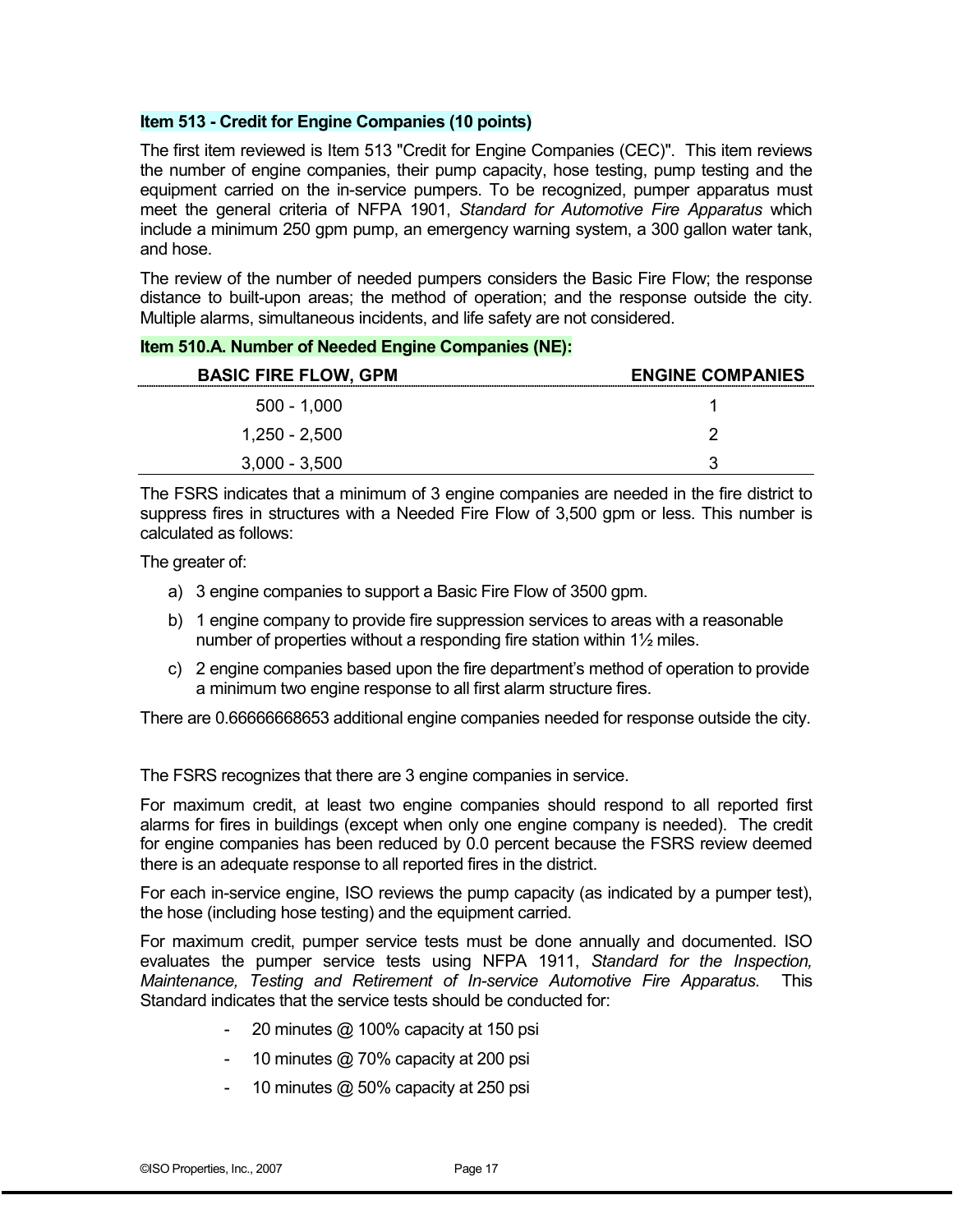**Item 513 - Credit for Engine Companies (10 points)**

The first item reviewed is Item 513 "Credit for Engine Companies (CEC)". This item reviews the number of engine companies, their pump capacity, hose testing, pump testing and the equipment carried on the in-service pumpers. To be recognized, pumper apparatus must meet the general criteria of NFPA 1901, *Standard for Automotive Fire Apparatus* which include a minimum 250 gpm pump, an emergency warning system, a 300 gallon water tank, and hose.

The review of the number of needed pumpers considers the Basic Fire Flow; the response distance to built-upon areas; the method of operation; and the response outside the city. Multiple alarms, simultaneous incidents, and life safety are not considered.

**Item 510.A. Number of Needed Engine Companies (NE):**

| BASIC FIRE FLOW, GPM | ENGINE COMPANIES |
|---|---|
| 500 - 1,000 | 1 |
| 1,250 - 2,500 | 2 |
| 3,000 - 3,500 | 3 |

The FSRS indicates that a minimum of 3 engine companies are needed in the fire district to suppress fires in structures with a Needed Fire Flow of 3,500 gpm or less. This number is calculated as follows:

The greater of:

a) 3 engine companies to support a Basic Fire Flow of 3500 gpm.
b) 1 engine company to provide fire suppression services to areas with a reasonable number of properties without a responding fire station within 1½ miles.
c) 2 engine companies based upon the fire department's method of operation to provide a minimum two engine response to all first alarm structure fires.

There are 0.66666668653 additional engine companies needed for response outside the city.

The FSRS recognizes that there are 3 engine companies in service.

For maximum credit, at least two engine companies should respond to all reported first alarms for fires in buildings (except when only one engine company is needed). The credit for engine companies has been reduced by 0.0 percent because the FSRS review deemed there is an adequate response to all reported fires in the district.

For each in-service engine, ISO reviews the pump capacity (as indicated by a pumper test), the hose (including hose testing) and the equipment carried.

For maximum credit, pumper service tests must be done annually and documented. ISO evaluates the pumper service tests using NFPA 1911, *Standard for the Inspection, Maintenance, Testing and Retirement of In-service Automotive Fire Apparatus*. This Standard indicates that the service tests should be conducted for:

- 20 minutes @ 100% capacity at 150 psi
- 10 minutes @ 70% capacity at 200 psi
- 10 minutes @ 50% capacity at 250 psi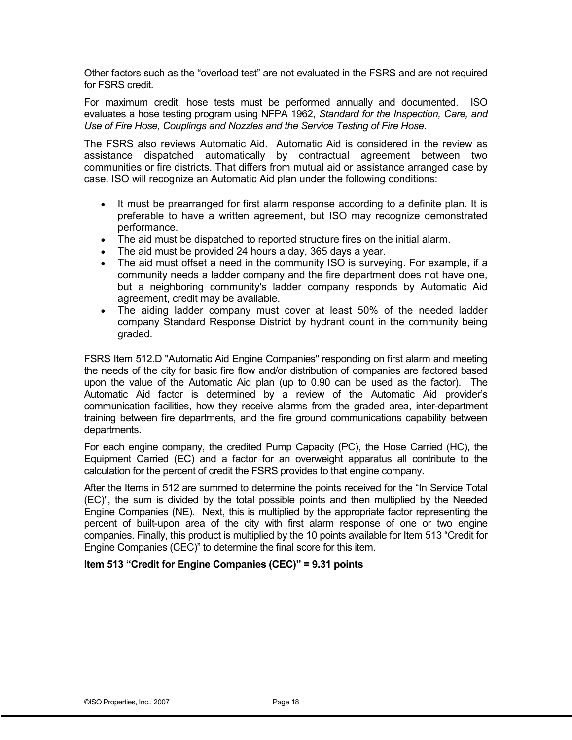Other factors such as the "overload test" are not evaluated in the FSRS and are not required for FSRS credit.

For maximum credit, hose tests must be performed annually and documented. ISO evaluates a hose testing program using NFPA 1962, *Standard for the Inspection, Care, and Use of Fire Hose, Couplings and Nozzles and the Service Testing of Fire Hose*.

The FSRS also reviews Automatic Aid. Automatic Aid is considered in the review as assistance dispatched automatically by contractual agreement between two communities or fire districts. That differs from mutual aid or assistance arranged case by case. ISO will recognize an Automatic Aid plan under the following conditions:

- It must be prearranged for first alarm response according to a definite plan. It is preferable to have a written agreement, but ISO may recognize demonstrated performance.
- The aid must be dispatched to reported structure fires on the initial alarm.
- The aid must be provided 24 hours a day, 365 days a year.
- The aid must offset a need in the community ISO is surveying. For example, if a community needs a ladder company and the fire department does not have one, but a neighboring community's ladder company responds by Automatic Aid agreement, credit may be available.
- The aiding ladder company must cover at least 50% of the needed ladder company Standard Response District by hydrant count in the community being graded.

FSRS Item 512.D "Automatic Aid Engine Companies" responding on first alarm and meeting the needs of the city for basic fire flow and/or distribution of companies are factored based upon the value of the Automatic Aid plan (up to 0.90 can be used as the factor). The Automatic Aid factor is determined by a review of the Automatic Aid provider's communication facilities, how they receive alarms from the graded area, inter-department training between fire departments, and the fire ground communications capability between departments.

For each engine company, the credited Pump Capacity (PC), the Hose Carried (HC), the Equipment Carried (EC) and a factor for an overweight apparatus all contribute to the calculation for the percent of credit the FSRS provides to that engine company.

After the Items in 512 are summed to determine the points received for the "In Service Total (EC)", the sum is divided by the total possible points and then multiplied by the Needed Engine Companies (NE). Next, this is multiplied by the appropriate factor representing the percent of built-upon area of the city with first alarm response of one or two engine companies. Finally, this product is multiplied by the 10 points available for Item 513 "Credit for Engine Companies (CEC)" to determine the final score for this item.

**Item 513 "Credit for Engine Companies (CEC)" = 9.31 points**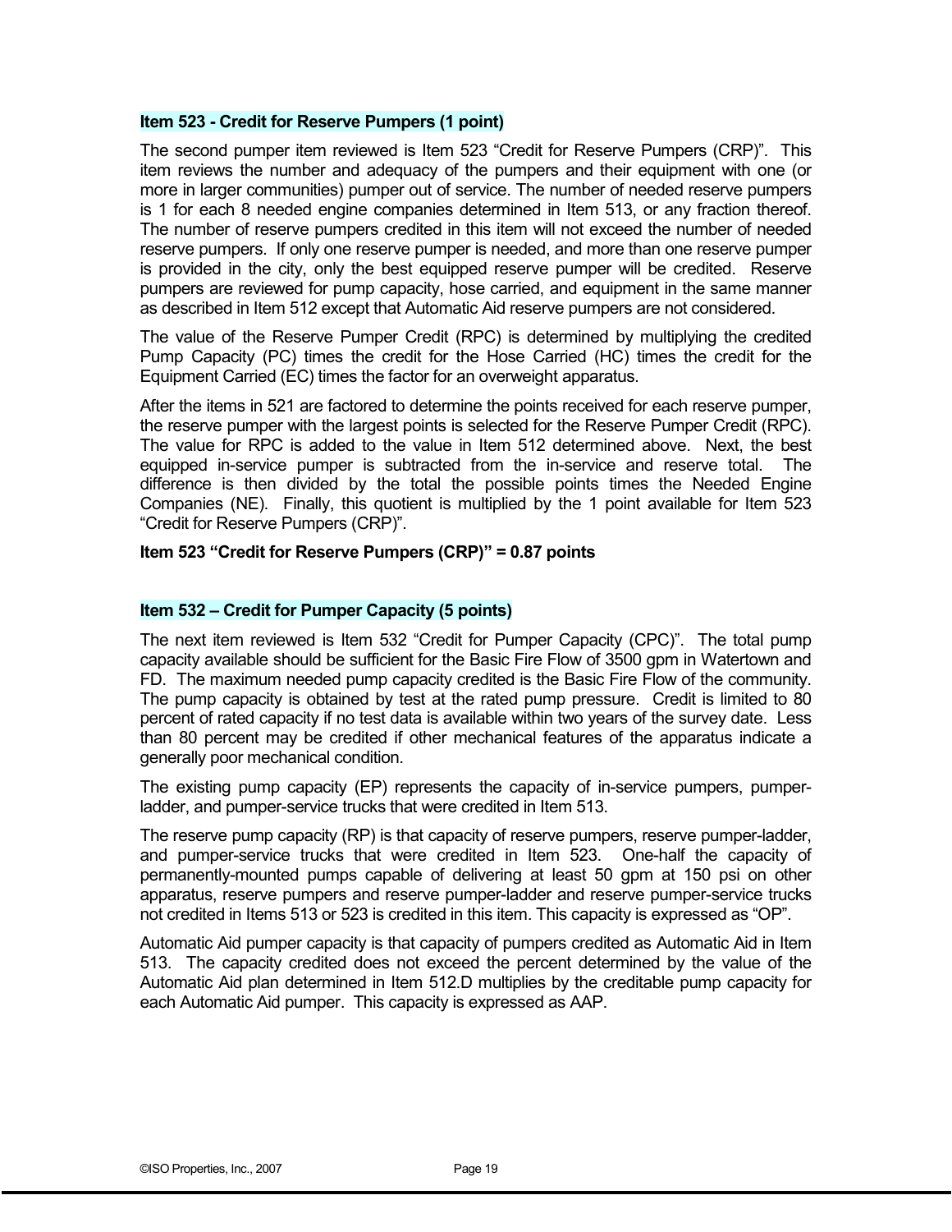### Item 523 - Credit for Reserve Pumpers (1 point)

The second pumper item reviewed is Item 523 "Credit for Reserve Pumpers (CRP)". This item reviews the number and adequacy of the pumpers and their equipment with one (or more in larger communities) pumper out of service. The number of needed reserve pumpers is 1 for each 8 needed engine companies determined in Item 513, or any fraction thereof. The number of reserve pumpers credited in this item will not exceed the number of needed reserve pumpers. If only one reserve pumper is needed, and more than one reserve pumper is provided in the city, only the best equipped reserve pumper will be credited. Reserve pumpers are reviewed for pump capacity, hose carried, and equipment in the same manner as described in Item 512 except that Automatic Aid reserve pumpers are not considered.

The value of the Reserve Pumper Credit (RPC) is determined by multiplying the credited Pump Capacity (PC) times the credit for the Hose Carried (HC) times the credit for the Equipment Carried (EC) times the factor for an overweight apparatus.

After the items in 521 are factored to determine the points received for each reserve pumper, the reserve pumper with the largest points is selected for the Reserve Pumper Credit (RPC). The value for RPC is added to the value in Item 512 determined above. Next, the best equipped in-service pumper is subtracted from the in-service and reserve total. The difference is then divided by the total the possible points times the Needed Engine Companies (NE). Finally, this quotient is multiplied by the 1 point available for Item 523 "Credit for Reserve Pumpers (CRP)".

**Item 523 "Credit for Reserve Pumpers (CRP)" = 0.87 points**

### Item 532 – Credit for Pumper Capacity (5 points)

The next item reviewed is Item 532 "Credit for Pumper Capacity (CPC)". The total pump capacity available should be sufficient for the Basic Fire Flow of 3500 gpm in Watertown and FD. The maximum needed pump capacity credited is the Basic Fire Flow of the community. The pump capacity is obtained by test at the rated pump pressure. Credit is limited to 80 percent of rated capacity if no test data is available within two years of the survey date. Less than 80 percent may be credited if other mechanical features of the apparatus indicate a generally poor mechanical condition.

The existing pump capacity (EP) represents the capacity of in-service pumpers, pumper-ladder, and pumper-service trucks that were credited in Item 513.

The reserve pump capacity (RP) is that capacity of reserve pumpers, reserve pumper-ladder, and pumper-service trucks that were credited in Item 523. One-half the capacity of permanently-mounted pumps capable of delivering at least 50 gpm at 150 psi on other apparatus, reserve pumpers and reserve pumper-ladder and reserve pumper-service trucks not credited in Items 513 or 523 is credited in this item. This capacity is expressed as "OP".

Automatic Aid pumper capacity is that capacity of pumpers credited as Automatic Aid in Item 513. The capacity credited does not exceed the percent determined by the value of the Automatic Aid plan determined in Item 512.D multiplies by the creditable pump capacity for each Automatic Aid pumper. This capacity is expressed as AAP.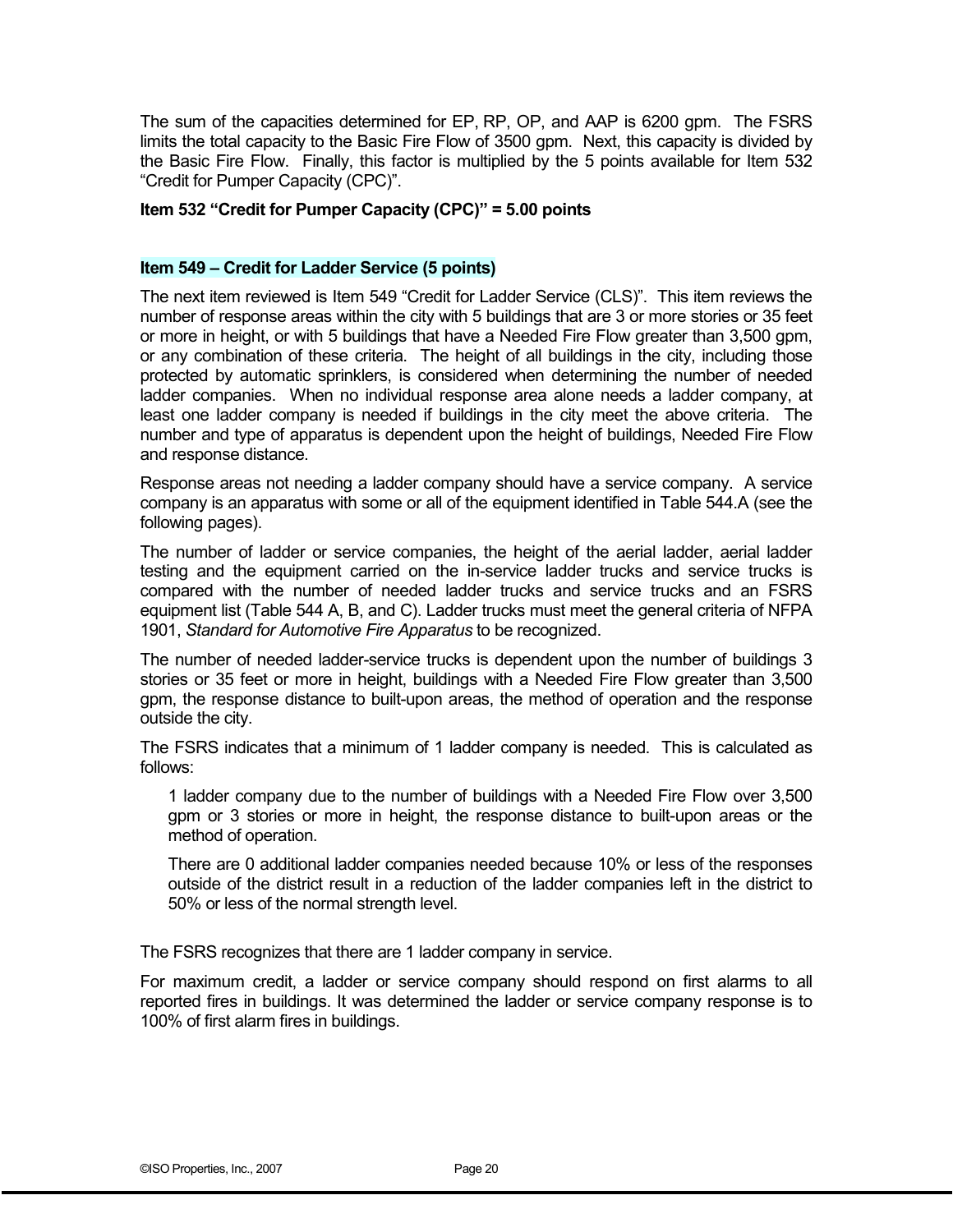The sum of the capacities determined for EP, RP, OP, and AAP is 6200 gpm. The FSRS limits the total capacity to the Basic Fire Flow of 3500 gpm. Next, this capacity is divided by the Basic Fire Flow. Finally, this factor is multiplied by the 5 points available for Item 532 "Credit for Pumper Capacity (CPC)".

**Item 532 "Credit for Pumper Capacity (CPC)" = 5.00 points**

### Item 549 – Credit for Ladder Service (5 points)

The next item reviewed is Item 549 "Credit for Ladder Service (CLS)". This item reviews the number of response areas within the city with 5 buildings that are 3 or more stories or 35 feet or more in height, or with 5 buildings that have a Needed Fire Flow greater than 3,500 gpm, or any combination of these criteria. The height of all buildings in the city, including those protected by automatic sprinklers, is considered when determining the number of needed ladder companies. When no individual response area alone needs a ladder company, at least one ladder company is needed if buildings in the city meet the above criteria. The number and type of apparatus is dependent upon the height of buildings, Needed Fire Flow and response distance.

Response areas not needing a ladder company should have a service company. A service company is an apparatus with some or all of the equipment identified in Table 544.A (see the following pages).

The number of ladder or service companies, the height of the aerial ladder, aerial ladder testing and the equipment carried on the in-service ladder trucks and service trucks is compared with the number of needed ladder trucks and service trucks and an FSRS equipment list (Table 544 A, B, and C). Ladder trucks must meet the general criteria of NFPA 1901, *Standard for Automotive Fire Apparatus* to be recognized.

The number of needed ladder-service trucks is dependent upon the number of buildings 3 stories or 35 feet or more in height, buildings with a Needed Fire Flow greater than 3,500 gpm, the response distance to built-upon areas, the method of operation and the response outside the city.

The FSRS indicates that a minimum of 1 ladder company is needed. This is calculated as follows:

> 1 ladder company due to the number of buildings with a Needed Fire Flow over 3,500 gpm or 3 stories or more in height, the response distance to built-upon areas or the method of operation.
>
> There are 0 additional ladder companies needed because 10% or less of the responses outside of the district result in a reduction of the ladder companies left in the district to 50% or less of the normal strength level.

The FSRS recognizes that there are 1 ladder company in service.

For maximum credit, a ladder or service company should respond on first alarms to all reported fires in buildings. It was determined the ladder or service company response is to 100% of first alarm fires in buildings.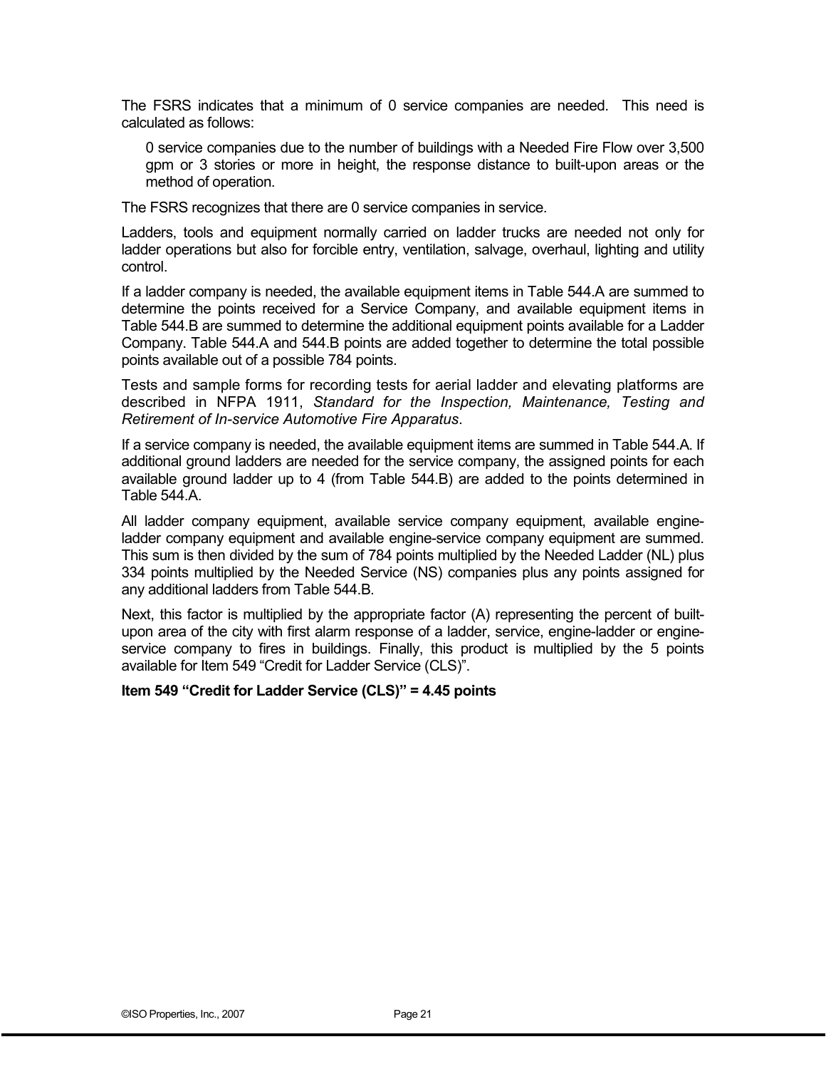The FSRS indicates that a minimum of 0 service companies are needed. This need is calculated as follows:

> 0 service companies due to the number of buildings with a Needed Fire Flow over 3,500 gpm or 3 stories or more in height, the response distance to built-upon areas or the method of operation.

The FSRS recognizes that there are 0 service companies in service.

Ladders, tools and equipment normally carried on ladder trucks are needed not only for ladder operations but also for forcible entry, ventilation, salvage, overhaul, lighting and utility control.

If a ladder company is needed, the available equipment items in Table 544.A are summed to determine the points received for a Service Company, and available equipment items in Table 544.B are summed to determine the additional equipment points available for a Ladder Company. Table 544.A and 544.B points are added together to determine the total possible points available out of a possible 784 points.

Tests and sample forms for recording tests for aerial ladder and elevating platforms are described in NFPA 1911, *Standard for the Inspection, Maintenance, Testing and Retirement of In-service Automotive Fire Apparatus*.

If a service company is needed, the available equipment items are summed in Table 544.A. If additional ground ladders are needed for the service company, the assigned points for each available ground ladder up to 4 (from Table 544.B) are added to the points determined in Table 544.A.

All ladder company equipment, available service company equipment, available engine-ladder company equipment and available engine-service company equipment are summed. This sum is then divided by the sum of 784 points multiplied by the Needed Ladder (NL) plus 334 points multiplied by the Needed Service (NS) companies plus any points assigned for any additional ladders from Table 544.B.

Next, this factor is multiplied by the appropriate factor (A) representing the percent of built-upon area of the city with first alarm response of a ladder, service, engine-ladder or engine-service company to fires in buildings. Finally, this product is multiplied by the 5 points available for Item 549 "Credit for Ladder Service (CLS)".

**Item 549 "Credit for Ladder Service (CLS)" = 4.45 points**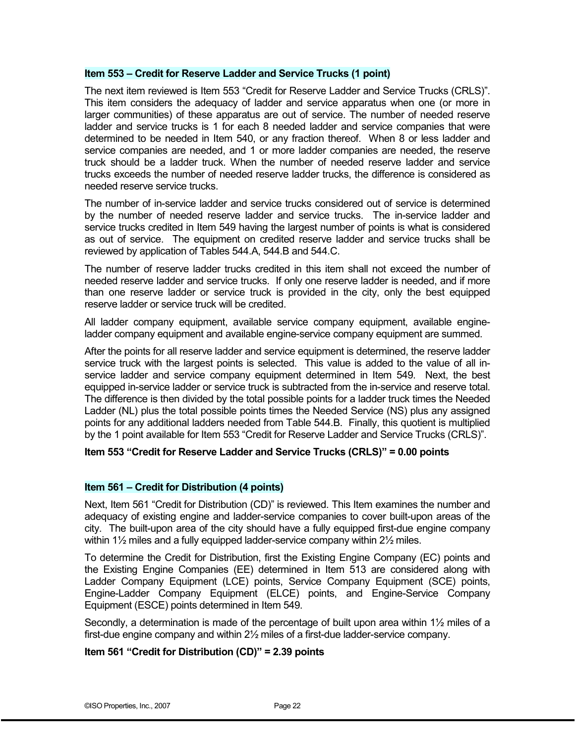### Item 553 – Credit for Reserve Ladder and Service Trucks (1 point)

The next item reviewed is Item 553 "Credit for Reserve Ladder and Service Trucks (CRLS)". This item considers the adequacy of ladder and service apparatus when one (or more in larger communities) of these apparatus are out of service. The number of needed reserve ladder and service trucks is 1 for each 8 needed ladder and service companies that were determined to be needed in Item 540, or any fraction thereof. When 8 or less ladder and service companies are needed, and 1 or more ladder companies are needed, the reserve truck should be a ladder truck. When the number of needed reserve ladder and service trucks exceeds the number of needed reserve ladder trucks, the difference is considered as needed reserve service trucks.

The number of in-service ladder and service trucks considered out of service is determined by the number of needed reserve ladder and service trucks. The in-service ladder and service trucks credited in Item 549 having the largest number of points is what is considered as out of service. The equipment on credited reserve ladder and service trucks shall be reviewed by application of Tables 544.A, 544.B and 544.C.

The number of reserve ladder trucks credited in this item shall not exceed the number of needed reserve ladder and service trucks. If only one reserve ladder is needed, and if more than one reserve ladder or service truck is provided in the city, only the best equipped reserve ladder or service truck will be credited.

All ladder company equipment, available service company equipment, available engine-ladder company equipment and available engine-service company equipment are summed.

After the points for all reserve ladder and service equipment is determined, the reserve ladder service truck with the largest points is selected. This value is added to the value of all in-service ladder and service company equipment determined in Item 549. Next, the best equipped in-service ladder or service truck is subtracted from the in-service and reserve total. The difference is then divided by the total possible points for a ladder truck times the Needed Ladder (NL) plus the total possible points times the Needed Service (NS) plus any assigned points for any additional ladders needed from Table 544.B. Finally, this quotient is multiplied by the 1 point available for Item 553 "Credit for Reserve Ladder and Service Trucks (CRLS)".

**Item 553 "Credit for Reserve Ladder and Service Trucks (CRLS)" = 0.00 points**

### Item 561 – Credit for Distribution (4 points)

Next, Item 561 "Credit for Distribution (CD)" is reviewed. This Item examines the number and adequacy of existing engine and ladder-service companies to cover built-upon areas of the city. The built-upon area of the city should have a fully equipped first-due engine company within 1½ miles and a fully equipped ladder-service company within 2½ miles.

To determine the Credit for Distribution, first the Existing Engine Company (EC) points and the Existing Engine Companies (EE) determined in Item 513 are considered along with Ladder Company Equipment (LCE) points, Service Company Equipment (SCE) points, Engine-Ladder Company Equipment (ELCE) points, and Engine-Service Company Equipment (ESCE) points determined in Item 549.

Secondly, a determination is made of the percentage of built upon area within 1½ miles of a first-due engine company and within 2½ miles of a first-due ladder-service company.

**Item 561 "Credit for Distribution (CD)" = 2.39 points**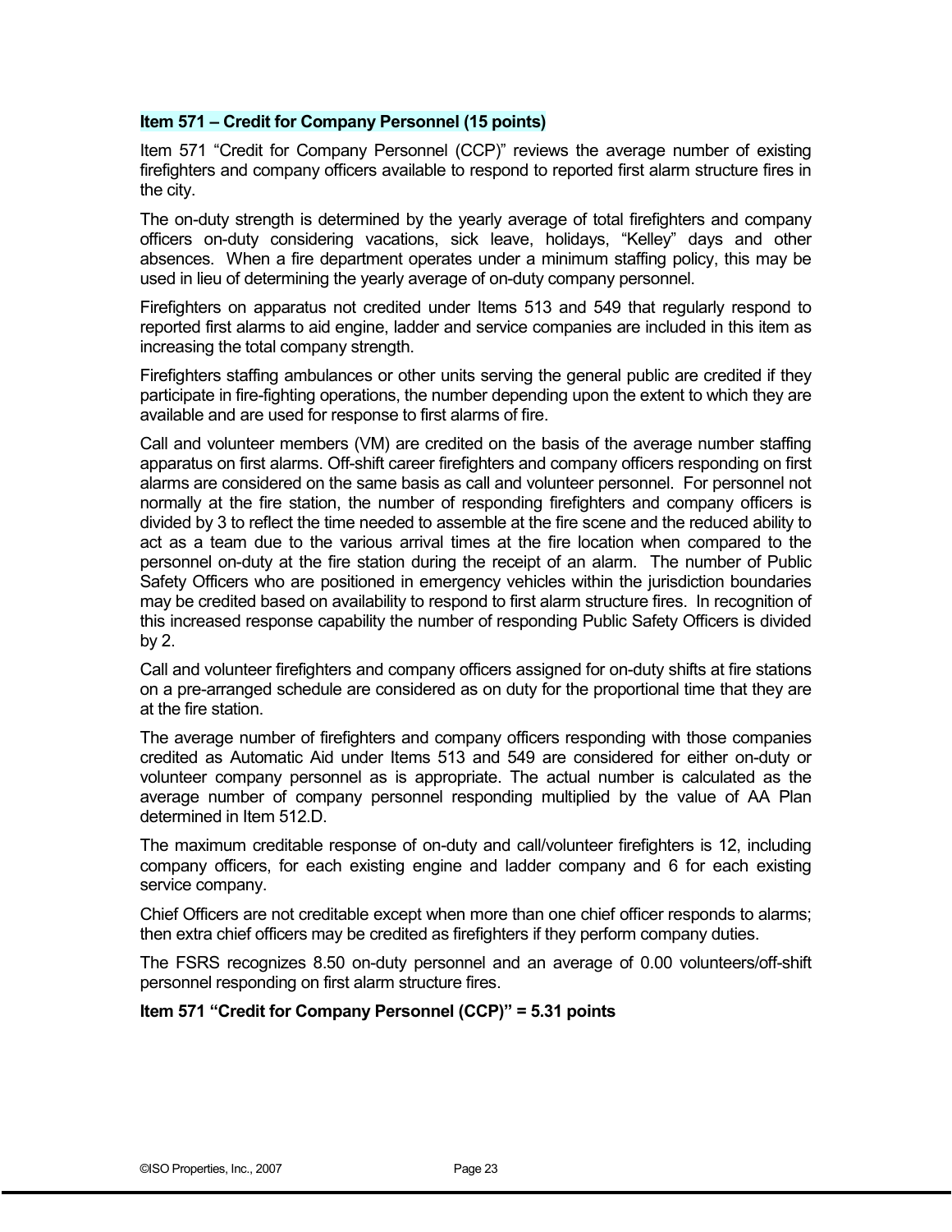### Item 571 – Credit for Company Personnel (15 points)

Item 571 "Credit for Company Personnel (CCP)" reviews the average number of existing firefighters and company officers available to respond to reported first alarm structure fires in the city.

The on-duty strength is determined by the yearly average of total firefighters and company officers on-duty considering vacations, sick leave, holidays, "Kelley" days and other absences. When a fire department operates under a minimum staffing policy, this may be used in lieu of determining the yearly average of on-duty company personnel.

Firefighters on apparatus not credited under Items 513 and 549 that regularly respond to reported first alarms to aid engine, ladder and service companies are included in this item as increasing the total company strength.

Firefighters staffing ambulances or other units serving the general public are credited if they participate in fire-fighting operations, the number depending upon the extent to which they are available and are used for response to first alarms of fire.

Call and volunteer members (VM) are credited on the basis of the average number staffing apparatus on first alarms. Off-shift career firefighters and company officers responding on first alarms are considered on the same basis as call and volunteer personnel. For personnel not normally at the fire station, the number of responding firefighters and company officers is divided by 3 to reflect the time needed to assemble at the fire scene and the reduced ability to act as a team due to the various arrival times at the fire location when compared to the personnel on-duty at the fire station during the receipt of an alarm. The number of Public Safety Officers who are positioned in emergency vehicles within the jurisdiction boundaries may be credited based on availability to respond to first alarm structure fires. In recognition of this increased response capability the number of responding Public Safety Officers is divided by 2.

Call and volunteer firefighters and company officers assigned for on-duty shifts at fire stations on a pre-arranged schedule are considered as on duty for the proportional time that they are at the fire station.

The average number of firefighters and company officers responding with those companies credited as Automatic Aid under Items 513 and 549 are considered for either on-duty or volunteer company personnel as is appropriate. The actual number is calculated as the average number of company personnel responding multiplied by the value of AA Plan determined in Item 512.D.

The maximum creditable response of on-duty and call/volunteer firefighters is 12, including company officers, for each existing engine and ladder company and 6 for each existing service company.

Chief Officers are not creditable except when more than one chief officer responds to alarms; then extra chief officers may be credited as firefighters if they perform company duties.

The FSRS recognizes 8.50 on-duty personnel and an average of 0.00 volunteers/off-shift personnel responding on first alarm structure fires.

**Item 571 "Credit for Company Personnel (CCP)" = 5.31 points**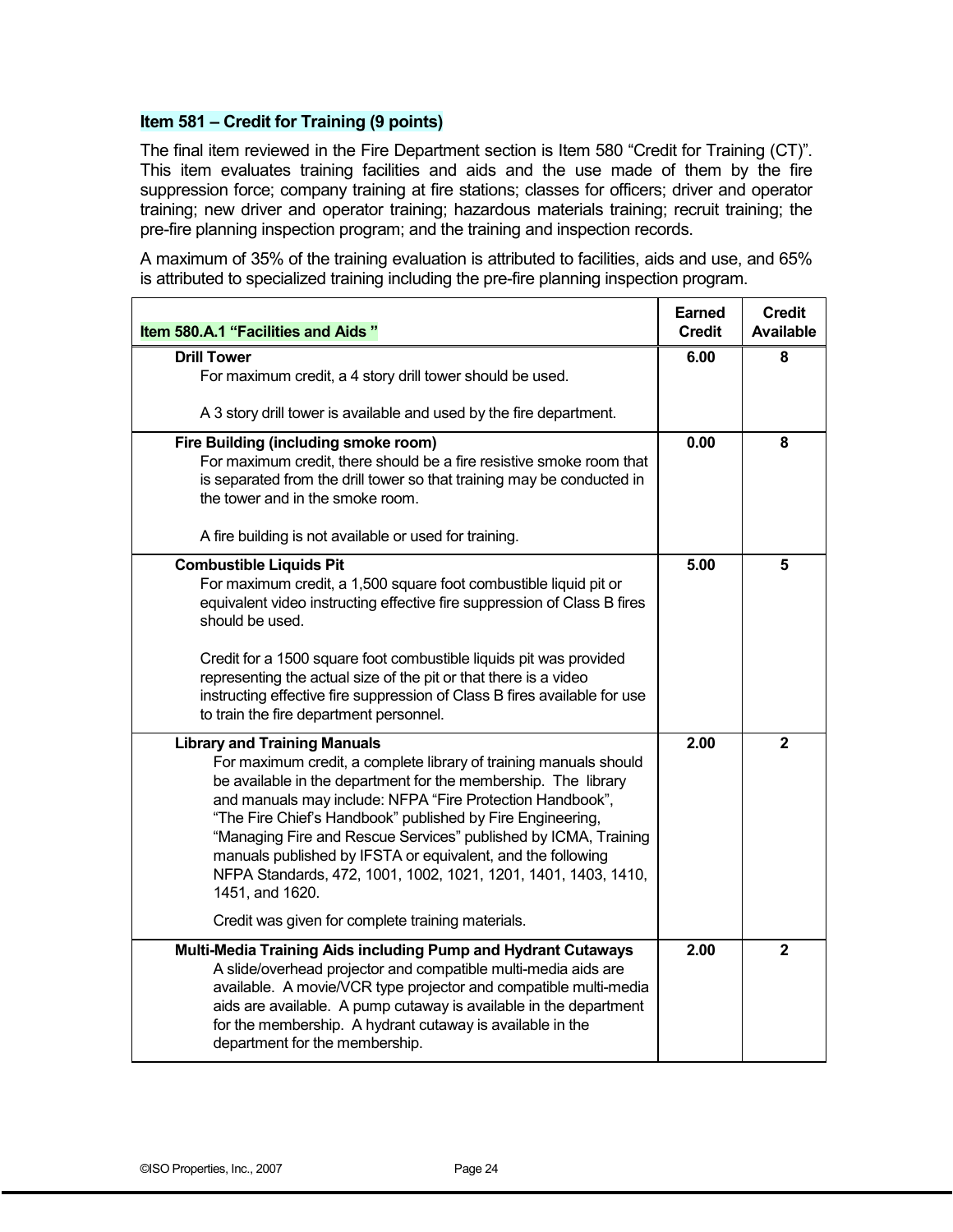**Item 581 – Credit for Training (9 points)**

The final item reviewed in the Fire Department section is Item 580 "Credit for Training (CT)". This item evaluates training facilities and aids and the use made of them by the fire suppression force; company training at fire stations; classes for officers; driver and operator training; new driver and operator training; hazardous materials training; recruit training; the pre-fire planning inspection program; and the training and inspection records.

A maximum of 35% of the training evaluation is attributed to facilities, aids and use, and 65% is attributed to specialized training including the pre-fire planning inspection program.

| **Item 580.A.1 "Facilities and Aids "** | **Earned Credit** | **Credit Available** |
|---|---|---|
| **Drill Tower**<br>For maximum credit, a 4 story drill tower should be used.<br><br>A 3 story drill tower is available and used by the fire department. | **6.00** | **8** |
| **Fire Building (including smoke room)**<br>For maximum credit, there should be a fire resistive smoke room that is separated from the drill tower so that training may be conducted in the tower and in the smoke room.<br><br>A fire building is not available or used for training. | **0.00** | **8** |
| **Combustible Liquids Pit**<br>For maximum credit, a 1,500 square foot combustible liquid pit or equivalent video instructing effective fire suppression of Class B fires should be used.<br><br>Credit for a 1500 square foot combustible liquids pit was provided representing the actual size of the pit or that there is a video instructing effective fire suppression of Class B fires available for use to train the fire department personnel. | **5.00** | **5** |
| **Library and Training Manuals**<br>For maximum credit, a complete library of training manuals should be available in the department for the membership. The library and manuals may include: NFPA "Fire Protection Handbook", "The Fire Chief's Handbook" published by Fire Engineering, "Managing Fire and Rescue Services" published by ICMA, Training manuals published by IFSTA or equivalent, and the following NFPA Standards, 472, 1001, 1002, 1021, 1201, 1401, 1403, 1410, 1451, and 1620.<br><br>Credit was given for complete training materials. | **2.00** | **2** |
| **Multi-Media Training Aids including Pump and Hydrant Cutaways**<br>A slide/overhead projector and compatible multi-media aids are available. A movie/VCR type projector and compatible multi-media aids are available. A pump cutaway is available in the department for the membership. A hydrant cutaway is available in the department for the membership. | **2.00** | **2** |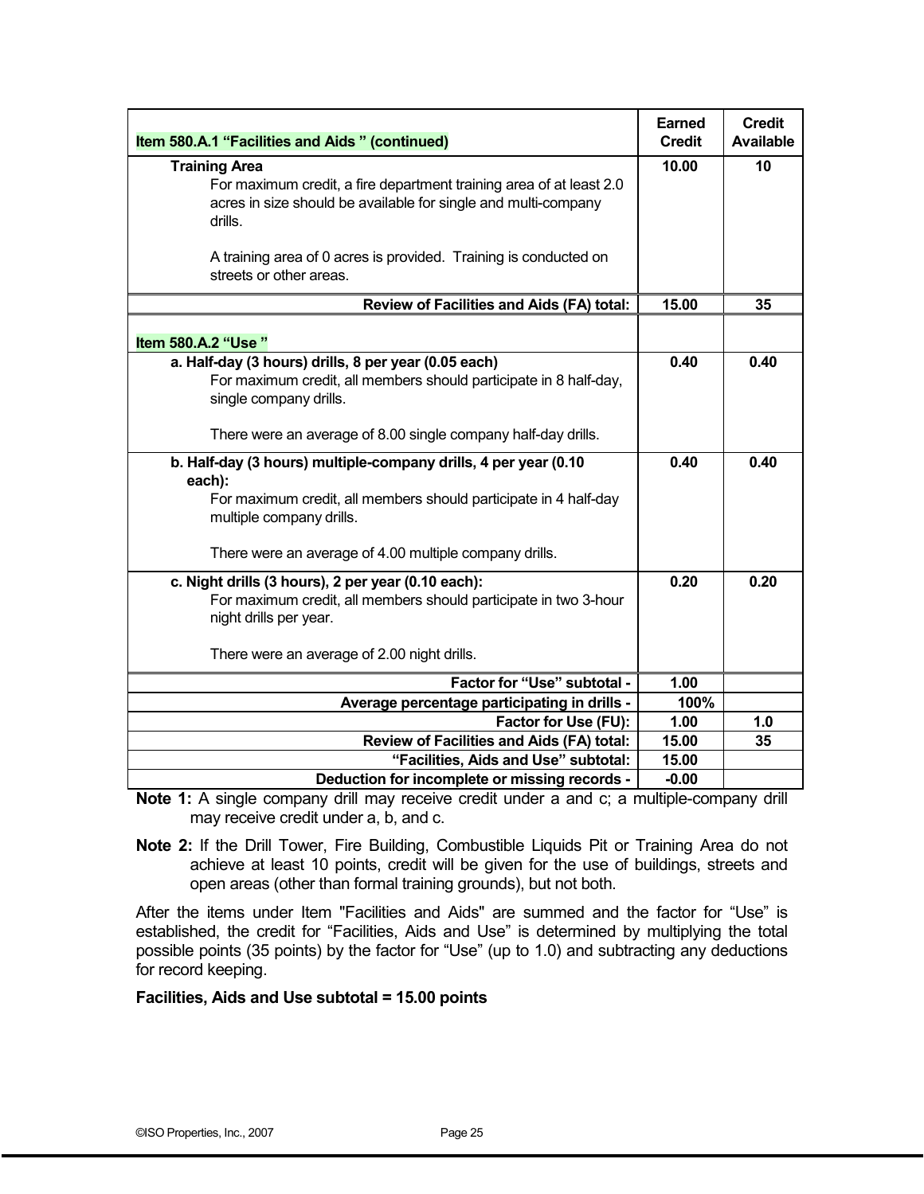| Item 580.A.1 "Facilities and Aids " (continued) | Earned Credit | Credit Available |
|---|---|---|
| **Training Area**<br>For maximum credit, a fire department training area of at least 2.0 acres in size should be available for single and multi-company drills.<br><br>A training area of 0 acres is provided. Training is conducted on streets or other areas. | 10.00 | 10 |
| **Review of Facilities and Aids (FA) total:** | 15.00 | 35 |
| **Item 580.A.2 "Use "** | | |
| **a. Half-day (3 hours) drills, 8 per year (0.05 each)**<br>For maximum credit, all members should participate in 8 half-day, single company drills.<br><br>There were an average of 8.00 single company half-day drills. | 0.40 | 0.40 |
| **b. Half-day (3 hours) multiple-company drills, 4 per year (0.10 each):**<br>For maximum credit, all members should participate in 4 half-day multiple company drills.<br><br>There were an average of 4.00 multiple company drills. | 0.40 | 0.40 |
| **c. Night drills (3 hours), 2 per year (0.10 each):**<br>For maximum credit, all members should participate in two 3-hour night drills per year.<br><br>There were an average of 2.00 night drills. | 0.20 | 0.20 |
| **Factor for "Use" subtotal -** | 1.00 | |
| **Average percentage participating in drills -** | 100% | |
| **Factor for Use (FU):** | 1.00 | 1.0 |
| **Review of Facilities and Aids (FA) total:** | 15.00 | 35 |
| **"Facilities, Aids and Use" subtotal:** | 15.00 | |
| **Deduction for incomplete or missing records -** | -0.00 | |

**Note 1:** A single company drill may receive credit under a and c; a multiple-company drill may receive credit under a, b, and c.

**Note 2:** If the Drill Tower, Fire Building, Combustible Liquids Pit or Training Area do not achieve at least 10 points, credit will be given for the use of buildings, streets and open areas (other than formal training grounds), but not both.

After the items under Item "Facilities and Aids" are summed and the factor for "Use" is established, the credit for "Facilities, Aids and Use" is determined by multiplying the total possible points (35 points) by the factor for "Use" (up to 1.0) and subtracting any deductions for record keeping.

**Facilities, Aids and Use subtotal = 15.00 points**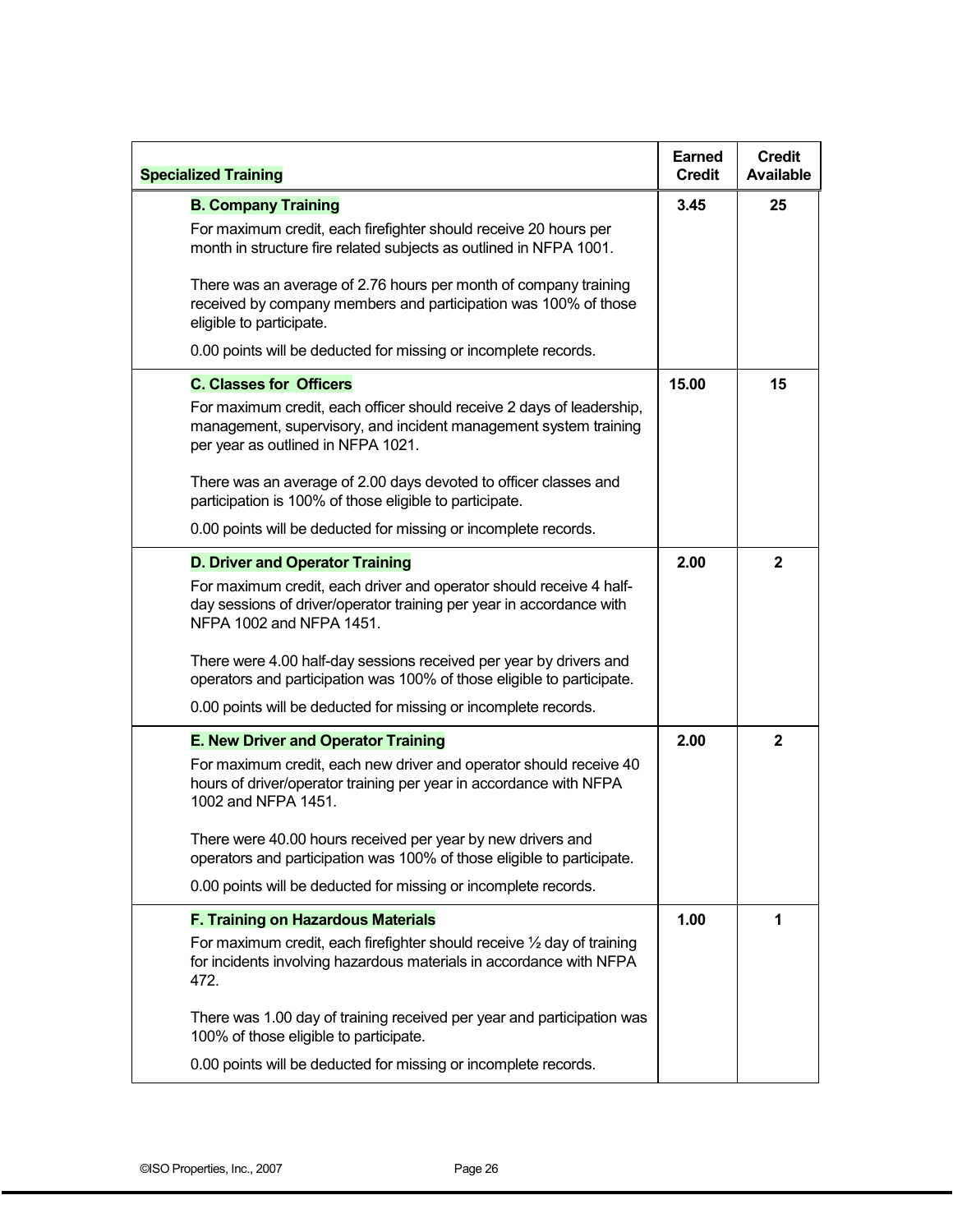| Specialized Training | Earned Credit | Credit Available |
|---|---|---|
| **B. Company Training**<br>For maximum credit, each firefighter should receive 20 hours per month in structure fire related subjects as outlined in NFPA 1001.<br><br>There was an average of 2.76 hours per month of company training received by company members and participation was 100% of those eligible to participate.<br><br>0.00 points will be deducted for missing or incomplete records. | 3.45 | 25 |
| **C. Classes for Officers**<br>For maximum credit, each officer should receive 2 days of leadership, management, supervisory, and incident management system training per year as outlined in NFPA 1021.<br><br>There was an average of 2.00 days devoted to officer classes and participation is 100% of those eligible to participate.<br><br>0.00 points will be deducted for missing or incomplete records. | 15.00 | 15 |
| **D. Driver and Operator Training**<br>For maximum credit, each driver and operator should receive 4 half-day sessions of driver/operator training per year in accordance with NFPA 1002 and NFPA 1451.<br><br>There were 4.00 half-day sessions received per year by drivers and operators and participation was 100% of those eligible to participate.<br><br>0.00 points will be deducted for missing or incomplete records. | 2.00 | 2 |
| **E. New Driver and Operator Training**<br>For maximum credit, each new driver and operator should receive 40 hours of driver/operator training per year in accordance with NFPA 1002 and NFPA 1451.<br><br>There were 40.00 hours received per year by new drivers and operators and participation was 100% of those eligible to participate.<br><br>0.00 points will be deducted for missing or incomplete records. | 2.00 | 2 |
| **F. Training on Hazardous Materials**<br>For maximum credit, each firefighter should receive ½ day of training for incidents involving hazardous materials in accordance with NFPA 472.<br><br>There was 1.00 day of training received per year and participation was 100% of those eligible to participate.<br><br>0.00 points will be deducted for missing or incomplete records. | 1.00 | 1 |

©ISO Properties, Inc., 2007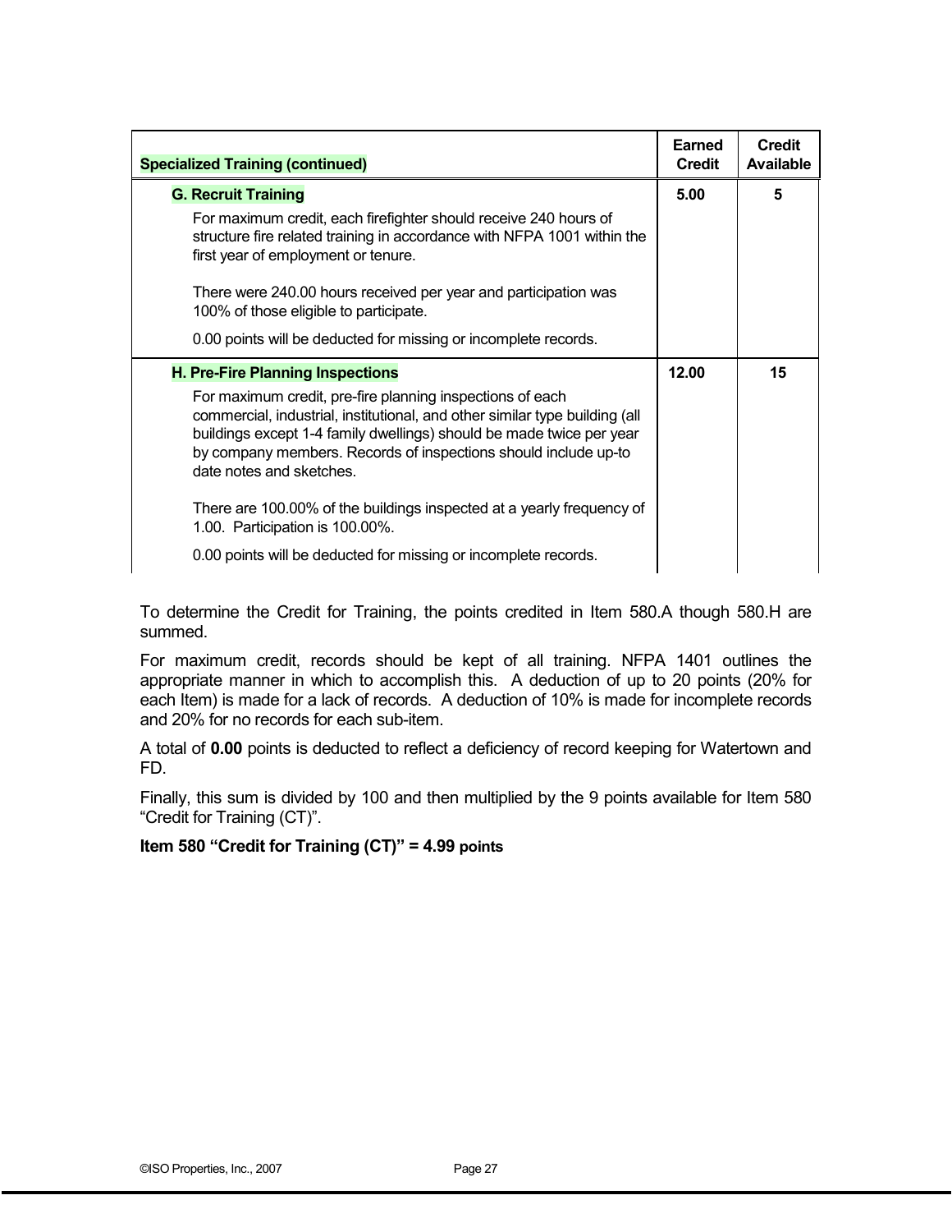| Specialized Training (continued) | Earned Credit | Credit Available |
|---|---|---|
| **G. Recruit Training**<br>For maximum credit, each firefighter should receive 240 hours of structure fire related training in accordance with NFPA 1001 within the first year of employment or tenure.<br><br>There were 240.00 hours received per year and participation was 100% of those eligible to participate.<br><br>0.00 points will be deducted for missing or incomplete records. | 5.00 | 5 |
| **H. Pre-Fire Planning Inspections**<br>For maximum credit, pre-fire planning inspections of each commercial, industrial, institutional, and other similar type building (all buildings except 1-4 family dwellings) should be made twice per year by company members. Records of inspections should include up-to date notes and sketches.<br><br>There are 100.00% of the buildings inspected at a yearly frequency of 1.00. Participation is 100.00%.<br><br>0.00 points will be deducted for missing or incomplete records. | 12.00 | 15 |

To determine the Credit for Training, the points credited in Item 580.A though 580.H are summed.

For maximum credit, records should be kept of all training. NFPA 1401 outlines the appropriate manner in which to accomplish this. A deduction of up to 20 points (20% for each Item) is made for a lack of records. A deduction of 10% is made for incomplete records and 20% for no records for each sub-item.

A total of **0.00** points is deducted to reflect a deficiency of record keeping for Watertown and FD.

Finally, this sum is divided by 100 and then multiplied by the 9 points available for Item 580 "Credit for Training (CT)".

**Item 580 "Credit for Training (CT)" = 4.99 points**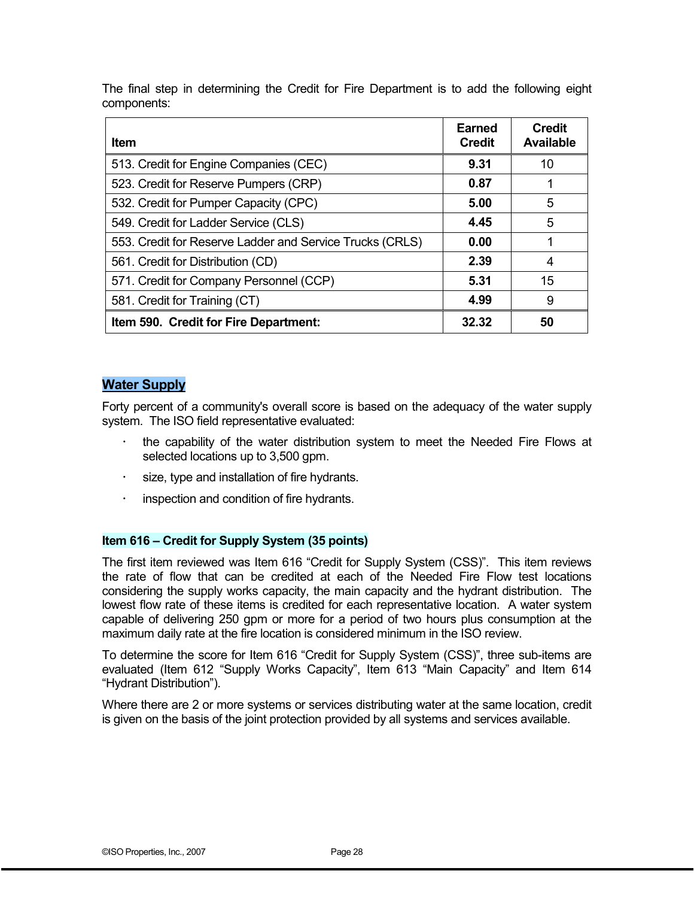The final step in determining the Credit for Fire Department is to add the following eight components:

| Item | Earned Credit | Credit Available |
|---|---|---|
| 513. Credit for Engine Companies (CEC) | **9.31** | 10 |
| 523. Credit for Reserve Pumpers (CRP) | **0.87** | 1 |
| 532. Credit for Pumper Capacity (CPC) | **5.00** | 5 |
| 549. Credit for Ladder Service (CLS) | **4.45** | 5 |
| 553. Credit for Reserve Ladder and Service Trucks (CRLS) | **0.00** | 1 |
| 561. Credit for Distribution (CD) | **2.39** | 4 |
| 571. Credit for Company Personnel (CCP) | **5.31** | 15 |
| 581. Credit for Training (CT) | **4.99** | 9 |
| **Item 590. Credit for Fire Department:** | **32.32** | **50** |

## Water Supply

Forty percent of a community's overall score is based on the adequacy of the water supply system. The ISO field representative evaluated:

- the capability of the water distribution system to meet the Needed Fire Flows at selected locations up to 3,500 gpm.
- size, type and installation of fire hydrants.
- inspection and condition of fire hydrants.

### Item 616 – Credit for Supply System (35 points)

The first item reviewed was Item 616 "Credit for Supply System (CSS)". This item reviews the rate of flow that can be credited at each of the Needed Fire Flow test locations considering the supply works capacity, the main capacity and the hydrant distribution. The lowest flow rate of these items is credited for each representative location. A water system capable of delivering 250 gpm or more for a period of two hours plus consumption at the maximum daily rate at the fire location is considered minimum in the ISO review.

To determine the score for Item 616 "Credit for Supply System (CSS)", three sub-items are evaluated (Item 612 "Supply Works Capacity", Item 613 "Main Capacity" and Item 614 "Hydrant Distribution").

Where there are 2 or more systems or services distributing water at the same location, credit is given on the basis of the joint protection provided by all systems and services available.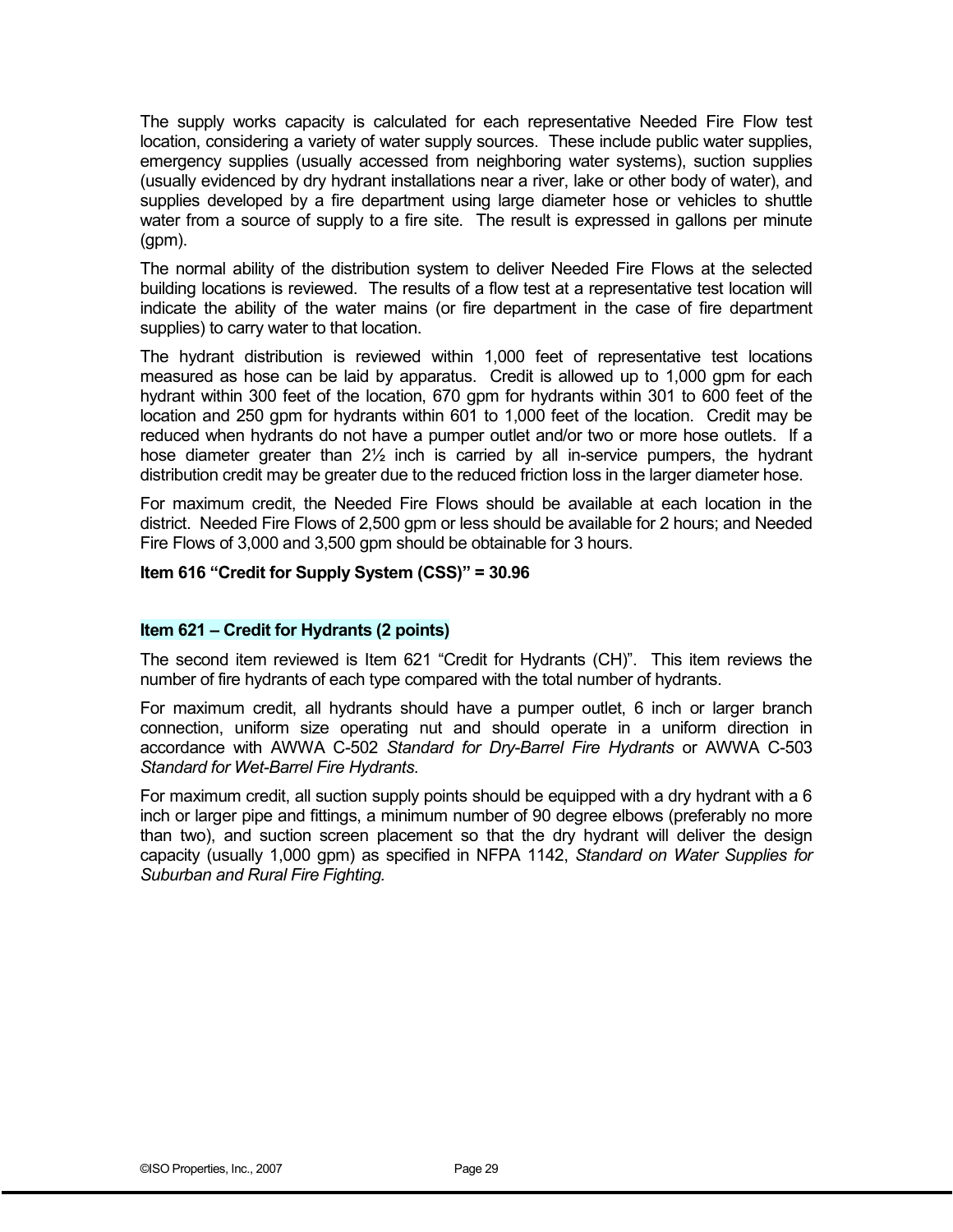The supply works capacity is calculated for each representative Needed Fire Flow test location, considering a variety of water supply sources. These include public water supplies, emergency supplies (usually accessed from neighboring water systems), suction supplies (usually evidenced by dry hydrant installations near a river, lake or other body of water), and supplies developed by a fire department using large diameter hose or vehicles to shuttle water from a source of supply to a fire site. The result is expressed in gallons per minute (gpm).

The normal ability of the distribution system to deliver Needed Fire Flows at the selected building locations is reviewed. The results of a flow test at a representative test location will indicate the ability of the water mains (or fire department in the case of fire department supplies) to carry water to that location.

The hydrant distribution is reviewed within 1,000 feet of representative test locations measured as hose can be laid by apparatus. Credit is allowed up to 1,000 gpm for each hydrant within 300 feet of the location, 670 gpm for hydrants within 301 to 600 feet of the location and 250 gpm for hydrants within 601 to 1,000 feet of the location. Credit may be reduced when hydrants do not have a pumper outlet and/or two or more hose outlets. If a hose diameter greater than 2½ inch is carried by all in-service pumpers, the hydrant distribution credit may be greater due to the reduced friction loss in the larger diameter hose.

For maximum credit, the Needed Fire Flows should be available at each location in the district. Needed Fire Flows of 2,500 gpm or less should be available for 2 hours; and Needed Fire Flows of 3,000 and 3,500 gpm should be obtainable for 3 hours.

**Item 616 "Credit for Supply System (CSS)" = 30.96**

### Item 621 – Credit for Hydrants (2 points)

The second item reviewed is Item 621 "Credit for Hydrants (CH)". This item reviews the number of fire hydrants of each type compared with the total number of hydrants.

For maximum credit, all hydrants should have a pumper outlet, 6 inch or larger branch connection, uniform size operating nut and should operate in a uniform direction in accordance with AWWA C-502 *Standard for Dry-Barrel Fire Hydrants* or AWWA C-503 *Standard for Wet-Barrel Fire Hydrants*.

For maximum credit, all suction supply points should be equipped with a dry hydrant with a 6 inch or larger pipe and fittings, a minimum number of 90 degree elbows (preferably no more than two), and suction screen placement so that the dry hydrant will deliver the design capacity (usually 1,000 gpm) as specified in NFPA 1142, *Standard on Water Supplies for Suburban and Rural Fire Fighting.*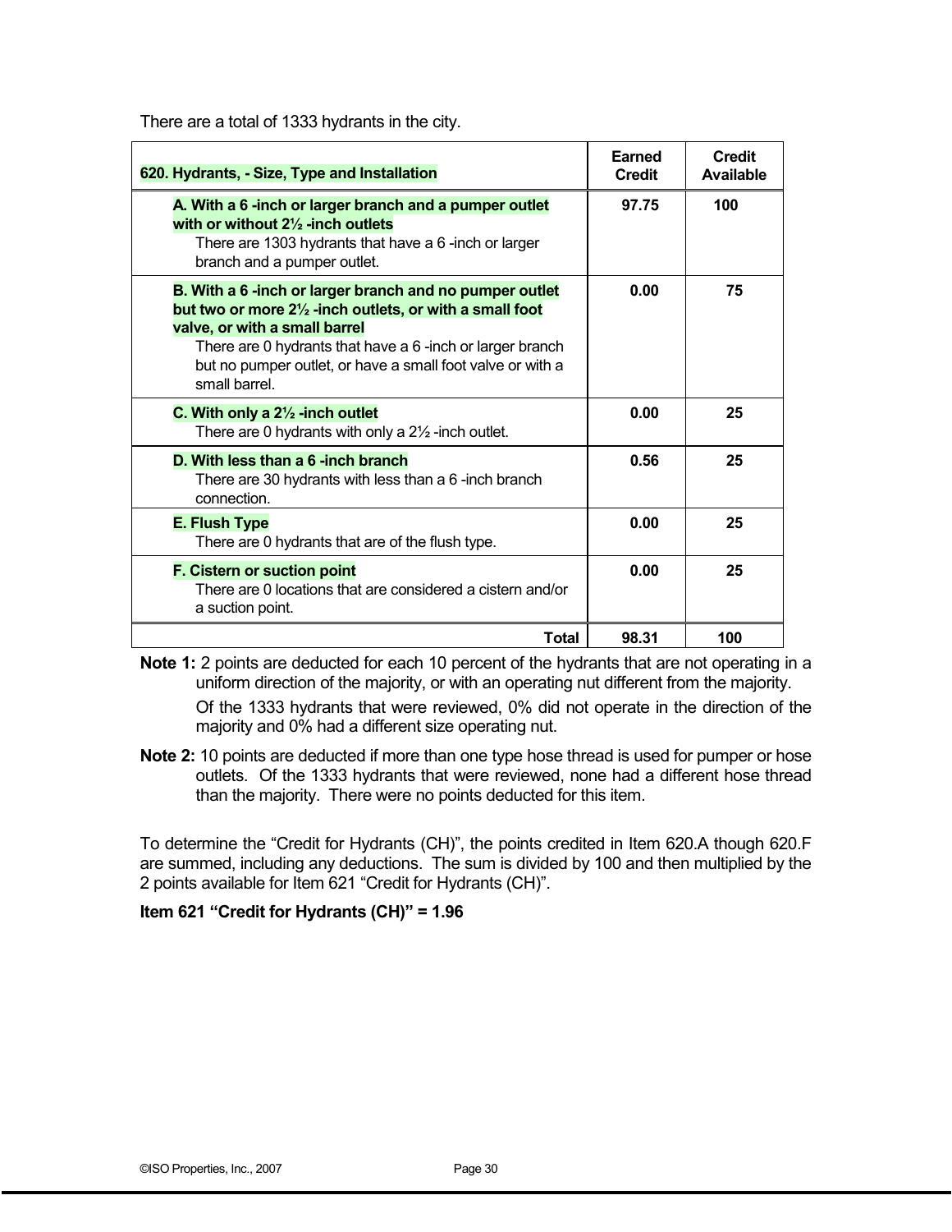There are a total of 1333 hydrants in the city.

| 620. Hydrants, - Size, Type and Installation | Earned Credit | Credit Available |
|---|---|---|
| **A. With a 6 -inch or larger branch and a pumper outlet with or without 2½ -inch outlets**<br>There are 1303 hydrants that have a 6 -inch or larger branch and a pumper outlet. | **97.75** | **100** |
| **B. With a 6 -inch or larger branch and no pumper outlet but two or more 2½ -inch outlets, or with a small foot valve, or with a small barrel**<br>There are 0 hydrants that have a 6 -inch or larger branch but no pumper outlet, or have a small foot valve or with a small barrel. | **0.00** | **75** |
| **C. With only a 2½ -inch outlet**<br>There are 0 hydrants with only a 2½ -inch outlet. | **0.00** | **25** |
| **D. With less than a 6 -inch branch**<br>There are 30 hydrants with less than a 6 -inch branch connection. | **0.56** | **25** |
| **E. Flush Type**<br>There are 0 hydrants that are of the flush type. | **0.00** | **25** |
| **F. Cistern or suction point**<br>There are 0 locations that are considered a cistern and/or a suction point. | **0.00** | **25** |
| **Total** | **98.31** | **100** |

**Note 1:** 2 points are deducted for each 10 percent of the hydrants that are not operating in a uniform direction of the majority, or with an operating nut different from the majority.

Of the 1333 hydrants that were reviewed, 0% did not operate in the direction of the majority and 0% had a different size operating nut.

**Note 2:** 10 points are deducted if more than one type hose thread is used for pumper or hose outlets. Of the 1333 hydrants that were reviewed, none had a different hose thread than the majority. There were no points deducted for this item.

To determine the "Credit for Hydrants (CH)", the points credited in Item 620.A though 620.F are summed, including any deductions. The sum is divided by 100 and then multiplied by the 2 points available for Item 621 "Credit for Hydrants (CH)".

**Item 621 "Credit for Hydrants (CH)" = 1.96**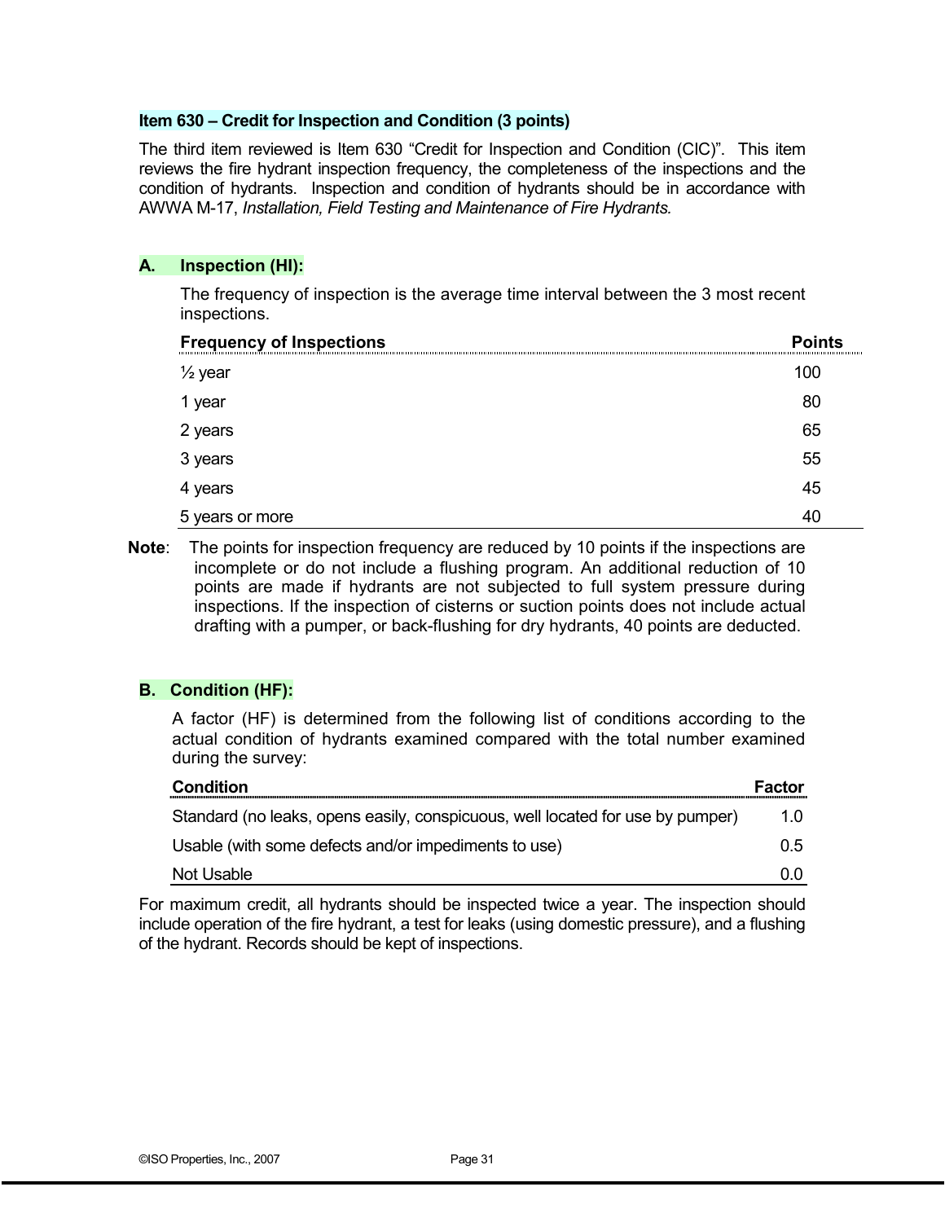### Item 630 – Credit for Inspection and Condition (3 points)

The third item reviewed is Item 630 "Credit for Inspection and Condition (CIC)". This item reviews the fire hydrant inspection frequency, the completeness of the inspections and the condition of hydrants. Inspection and condition of hydrants should be in accordance with AWWA M-17, *Installation, Field Testing and Maintenance of Fire Hydrants.*

#### A. Inspection (HI):

The frequency of inspection is the average time interval between the 3 most recent inspections.

| Frequency of Inspections | Points |
|---|---|
| ½ year | 100 |
| 1 year | 80 |
| 2 years | 65 |
| 3 years | 55 |
| 4 years | 45 |
| 5 years or more | 40 |

**Note**: The points for inspection frequency are reduced by 10 points if the inspections are incomplete or do not include a flushing program. An additional reduction of 10 points are made if hydrants are not subjected to full system pressure during inspections. If the inspection of cisterns or suction points does not include actual drafting with a pumper, or back-flushing for dry hydrants, 40 points are deducted.

#### B. Condition (HF):

A factor (HF) is determined from the following list of conditions according to the actual condition of hydrants examined compared with the total number examined during the survey:

| Condition | Factor |
|---|---|
| Standard (no leaks, opens easily, conspicuous, well located for use by pumper) | 1.0 |
| Usable (with some defects and/or impediments to use) | 0.5 |
| Not Usable | 0.0 |

For maximum credit, all hydrants should be inspected twice a year. The inspection should include operation of the fire hydrant, a test for leaks (using domestic pressure), and a flushing of the hydrant. Records should be kept of inspections.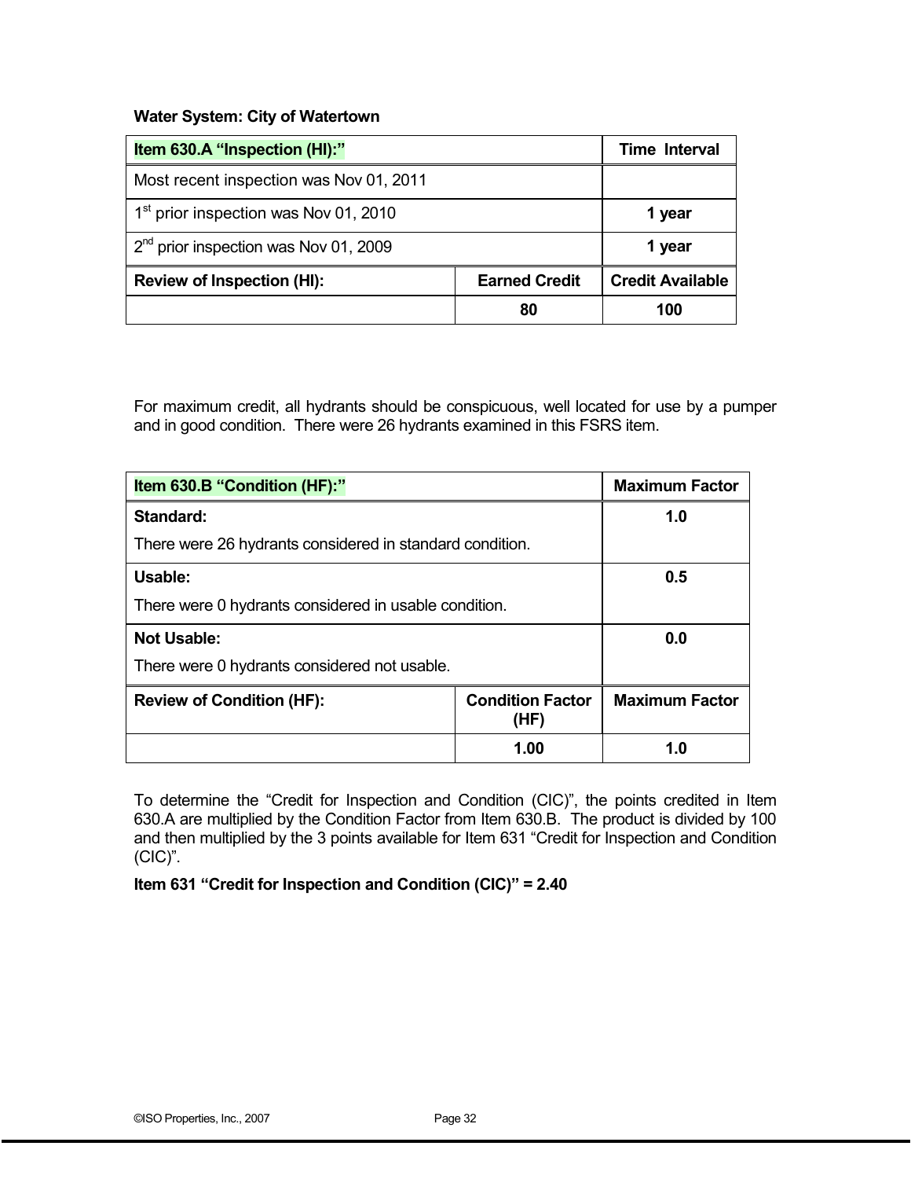**Water System: City of Watertown**

| Item 630.A "Inspection (HI):" | | Time Interval |
|---|---|---|
| Most recent inspection was Nov 01, 2011 | | |
| 1st prior inspection was Nov 01, 2010 | | **1 year** |
| 2nd prior inspection was Nov 01, 2009 | | **1 year** |
| **Review of Inspection (HI):** | **Earned Credit** | **Credit Available** |
| | **80** | **100** |

For maximum credit, all hydrants should be conspicuous, well located for use by a pumper and in good condition. There were 26 hydrants examined in this FSRS item.

| Item 630.B "Condition (HF):" | | Maximum Factor |
|---|---|---|
| **Standard:** There were 26 hydrants considered in standard condition. | | **1.0** |
| **Usable:** There were 0 hydrants considered in usable condition. | | **0.5** |
| **Not Usable:** There were 0 hydrants considered not usable. | | **0.0** |
| **Review of Condition (HF):** | **Condition Factor (HF)** | **Maximum Factor** |
| | **1.00** | **1.0** |

To determine the "Credit for Inspection and Condition (CIC)", the points credited in Item 630.A are multiplied by the Condition Factor from Item 630.B. The product is divided by 100 and then multiplied by the 3 points available for Item 631 "Credit for Inspection and Condition (CIC)".

**Item 631 "Credit for Inspection and Condition (CIC)" = 2.40**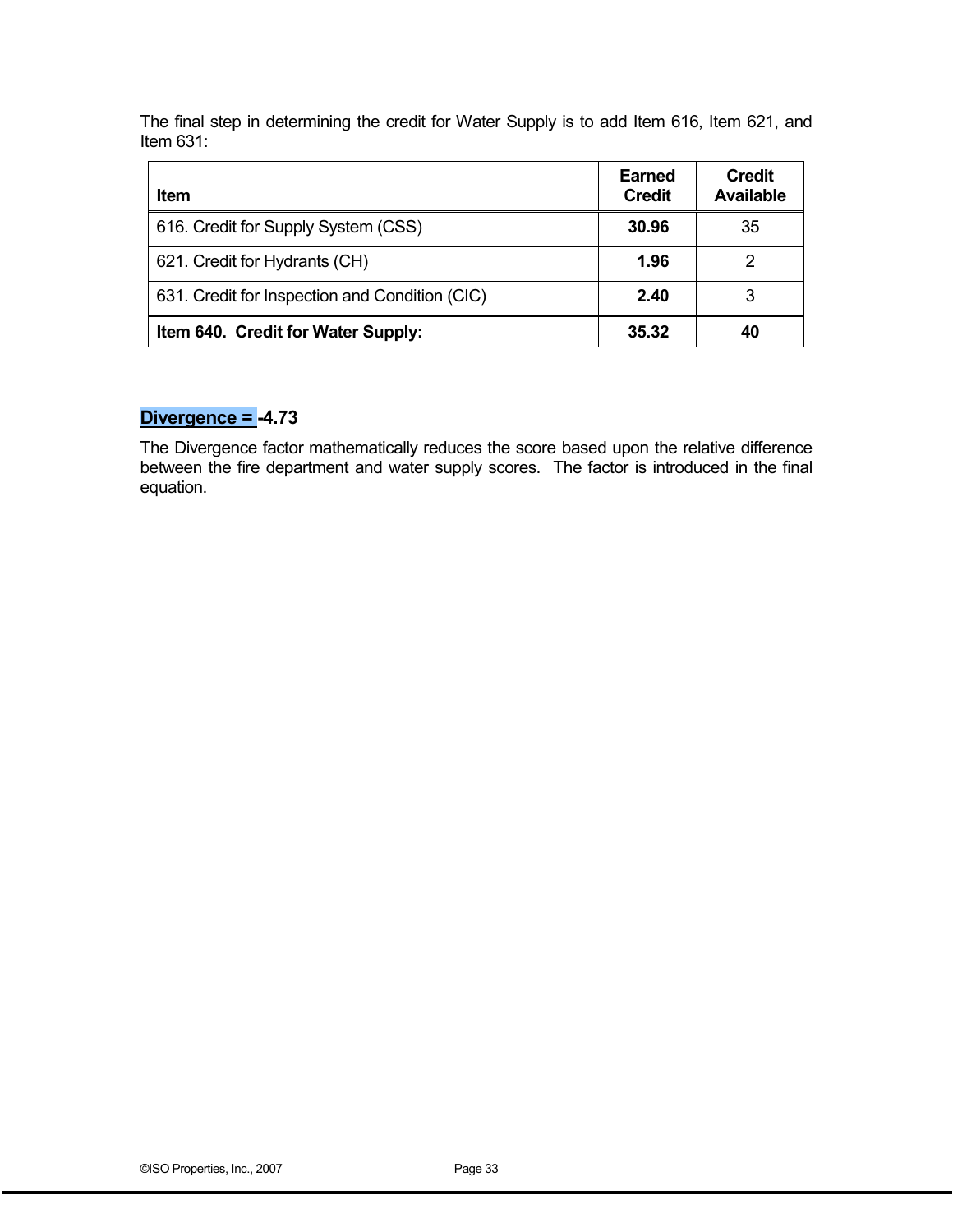The final step in determining the credit for Water Supply is to add Item 616, Item 621, and Item 631:

| Item | Earned Credit | Credit Available |
|---|---|---|
| 616. Credit for Supply System (CSS) | **30.96** | 35 |
| 621. Credit for Hydrants (CH) | **1.96** | 2 |
| 631. Credit for Inspection and Condition (CIC) | **2.40** | 3 |
| **Item 640. Credit for Water Supply:** | **35.32** | **40** |

**Divergence = -4.73**

The Divergence factor mathematically reduces the score based upon the relative difference between the fire department and water supply scores. The factor is introduced in the final equation.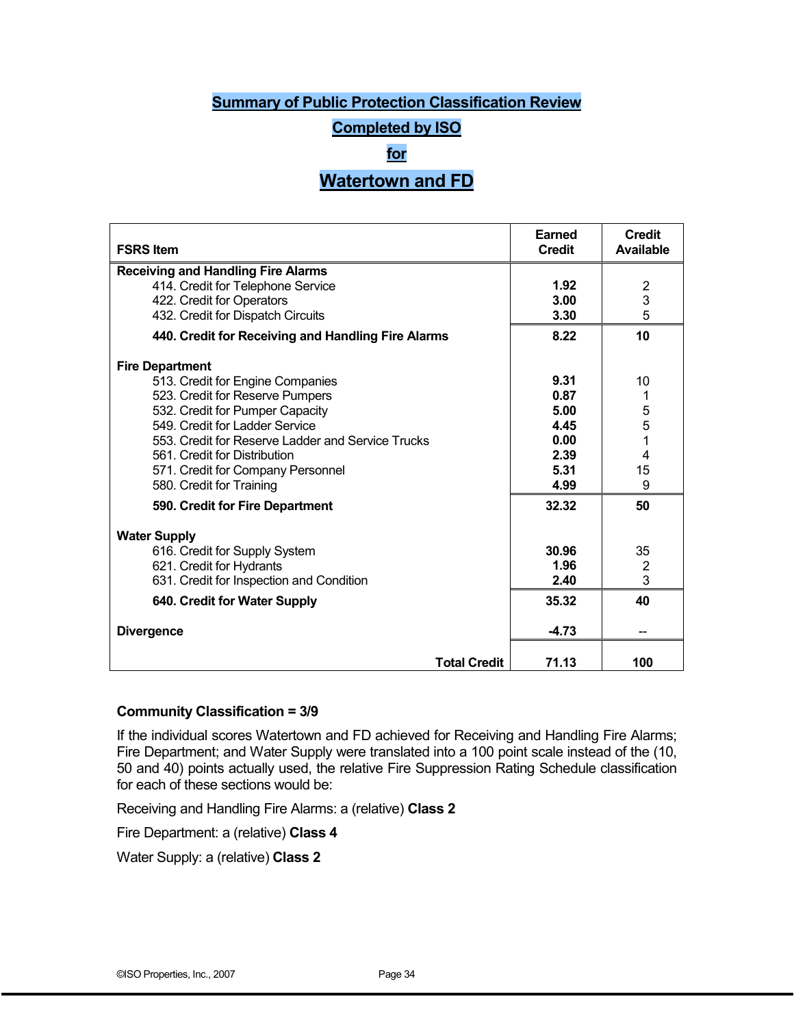## Summary of Public Protection Classification Review

## Completed by ISO

## for

## Watertown and FD

| FSRS Item | Earned Credit | Credit Available |
|---|---|---|
| **Receiving and Handling Fire Alarms** | | |
| 414. Credit for Telephone Service | **1.92** | 2 |
| 422. Credit for Operators | **3.00** | 3 |
| 432. Credit for Dispatch Circuits | **3.30** | 5 |
| **440. Credit for Receiving and Handling Fire Alarms** | **8.22** | **10** |
| **Fire Department** | | |
| 513. Credit for Engine Companies | **9.31** | 10 |
| 523. Credit for Reserve Pumpers | **0.87** | 1 |
| 532. Credit for Pumper Capacity | **5.00** | 5 |
| 549. Credit for Ladder Service | **4.45** | 5 |
| 553. Credit for Reserve Ladder and Service Trucks | **0.00** | 1 |
| 561. Credit for Distribution | **2.39** | 4 |
| 571. Credit for Company Personnel | **5.31** | 15 |
| 580. Credit for Training | **4.99** | 9 |
| **590. Credit for Fire Department** | **32.32** | **50** |
| **Water Supply** | | |
| 616. Credit for Supply System | **30.96** | 35 |
| 621. Credit for Hydrants | **1.96** | 2 |
| 631. Credit for Inspection and Condition | **2.40** | 3 |
| **640. Credit for Water Supply** | **35.32** | **40** |
| **Divergence** | **-4.73** | -- |
| **Total Credit** | **71.13** | **100** |

**Community Classification = 3/9**

If the individual scores Watertown and FD achieved for Receiving and Handling Fire Alarms; Fire Department; and Water Supply were translated into a 100 point scale instead of the (10, 50 and 40) points actually used, the relative Fire Suppression Rating Schedule classification for each of these sections would be:

Receiving and Handling Fire Alarms: a (relative) **Class 2**

Fire Department: a (relative) **Class 4**

Water Supply: a (relative) **Class 2**

©ISO Properties, Inc., 2007